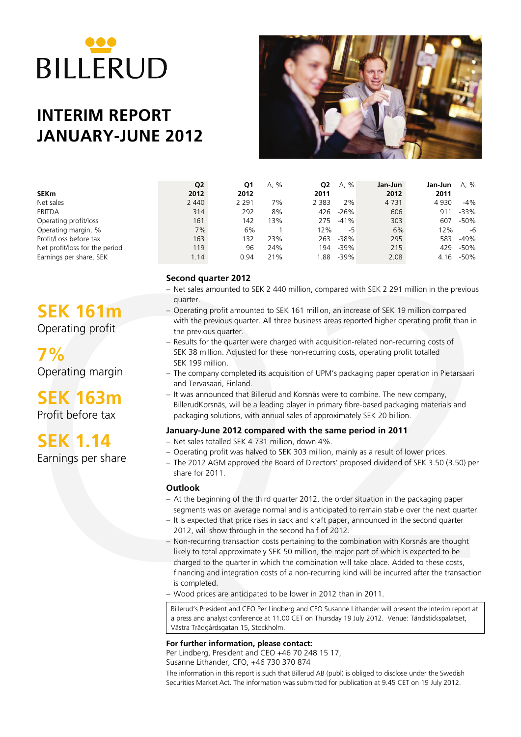# BILLERUD

# INTERIM REPORT JANUARY-JUNE 2012

| SEKm | Q2 2012 | Q1 2012 | Δ, % | Q2 2011 | Δ, % | Jan-Jun 2012 | Jan-Jun 2011 | Δ, % |
|---|---|---|---|---|---|---|---|---|
| Net sales | 2 440 | 2 291 | 7% | 2 383 | 2% | 4 731 | 4 930 | -4% |
| EBITDA | 314 | 292 | 8% | 426 | -26% | 606 | 911 | -33% |
| Operating profit/loss | 161 | 142 | 13% | 275 | -41% | 303 | 607 | -50% |
| Operating margin, % | 7% | 6% | 1 | 12% | -5 | 6% | 12% | -6 |
| Profit/Loss before tax | 163 | 132 | 23% | 263 | -38% | 295 | 583 | -49% |
| Net profit/loss for the period | 119 | 96 | 24% | 194 | -39% | 215 | 429 | -50% |
| Earnings per share, SEK | 1.14 | 0.94 | 21% | 1.88 | -39% | 2.08 | 4.16 | -50% |

**SEK 161m**
Operating profit

**7%**
Operating margin

**SEK 163m**
Profit before tax

**SEK 1.14**
Earnings per share

### Second quarter 2012

- Net sales amounted to SEK 2 440 million, compared with SEK 2 291 million in the previous quarter.
- Operating profit amounted to SEK 161 million, an increase of SEK 19 million compared with the previous quarter. All three business areas reported higher operating profit than in the previous quarter.
- Results for the quarter were charged with acquisition-related non-recurring costs of SEK 38 million. Adjusted for these non-recurring costs, operating profit totalled SEK 199 million.
- The company completed its acquisition of UPM's packaging paper operation in Pietarsaari and Tervasaari, Finland.
- It was announced that Billerud and Korsnäs were to combine. The new company, BillerudKorsnäs, will be a leading player in primary fibre-based packaging materials and packaging solutions, with annual sales of approximately SEK 20 billion.

### January-June 2012 compared with the same period in 2011

- Net sales totalled SEK 4 731 million, down 4%.
- Operating profit was halved to SEK 303 million, mainly as a result of lower prices.
- The 2012 AGM approved the Board of Directors' proposed dividend of SEK 3.50 (3.50) per share for 2011.

### Outlook

- At the beginning of the third quarter 2012, the order situation in the packaging paper segments was on average normal and is anticipated to remain stable over the next quarter.
- It is expected that price rises in sack and kraft paper, announced in the second quarter 2012, will show through in the second half of 2012.
- Non-recurring transaction costs pertaining to the combination with Korsnäs are thought likely to total approximately SEK 50 million, the major part of which is expected to be charged to the quarter in which the combination will take place. Added to these costs, financing and integration costs of a non-recurring kind will be incurred after the transaction is completed.
- Wood prices are anticipated to be lower in 2012 than in 2011.

Billerud's President and CEO Per Lindberg and CFO Susanne Lithander will present the interim report at a press and analyst conference at 11.00 CET on Thursday 19 July 2012. Venue: Tändstickspalatset, Västra Trädgårdsgatan 15, Stockholm.

**For further information, please contact:**
Per Lindberg, President and CEO +46 70 248 15 17,
Susanne Lithander, CFO, +46 730 370 874

The information in this report is such that Billerud AB (publ) is obliged to disclose under the Swedish Securities Market Act. The information was submitted for publication at 9.45 CET on 19 July 2012.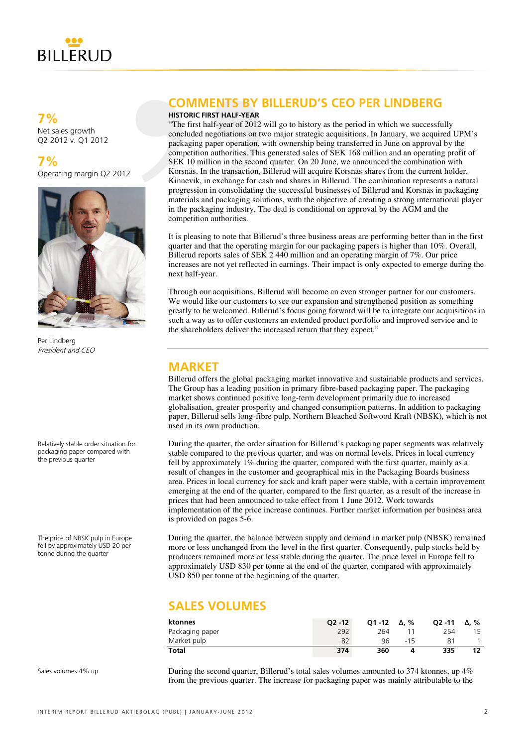**7%**
Net sales growth
Q2 2012 v. Q1 2012

**7%**
Operating margin Q2 2012

Per Lindberg
*President and CEO*

## COMMENTS BY BILLERUD'S CEO PER LINDBERG

**HISTORIC FIRST HALF-YEAR**

"The first half-year of 2012 will go to history as the period in which we successfully concluded negotiations on two major strategic acquisitions. In January, we acquired UPM's packaging paper operation, with ownership being transferred in June on approval by the competition authorities. This generated sales of SEK 168 million and an operating profit of SEK 10 million in the second quarter. On 20 June, we announced the combination with Korsnäs. In the transaction, Billerud will acquire Korsnäs shares from the current holder, Kinnevik, in exchange for cash and shares in Billerud. The combination represents a natural progression in consolidating the successful businesses of Billerud and Korsnäs in packaging materials and packaging solutions, with the objective of creating a strong international player in the packaging industry. The deal is conditional on approval by the AGM and the competition authorities.

It is pleasing to note that Billerud's three business areas are performing better than in the first quarter and that the operating margin for our packaging papers is higher than 10%. Overall, Billerud reports sales of SEK 2 440 million and an operating margin of 7%. Our price increases are not yet reflected in earnings. Their impact is only expected to emerge during the next half-year.

Through our acquisitions, Billerud will become an even stronger partner for our customers. We would like our customers to see our expansion and strengthened position as something greatly to be welcomed. Billerud's focus going forward will be to integrate our acquisitions in such a way as to offer customers an extended product portfolio and improved service and to the shareholders deliver the increased return that they expect."

## MARKET

Billerud offers the global packaging market innovative and sustainable products and services. The Group has a leading position in primary fibre-based packaging paper. The packaging market shows continued positive long-term development primarily due to increased globalisation, greater prosperity and changed consumption patterns. In addition to packaging paper, Billerud sells long-fibre pulp, Northern Bleached Softwood Kraft (NBSK), which is not used in its own production.

Relatively stable order situation for packaging paper compared with the previous quarter

During the quarter, the order situation for Billerud's packaging paper segments was relatively stable compared to the previous quarter, and was on normal levels. Prices in local currency fell by approximately 1% during the quarter, compared with the first quarter, mainly as a result of changes in the customer and geographical mix in the Packaging Boards business area. Prices in local currency for sack and kraft paper were stable, with a certain improvement emerging at the end of the quarter, compared to the first quarter, as a result of the increase in prices that had been announced to take effect from 1 June 2012. Work towards implementation of the price increase continues. Further market information per business area is provided on pages 5-6.

The price of NBSK pulp in Europe fell by approximately USD 20 per tonne during the quarter

During the quarter, the balance between supply and demand in market pulp (NBSK) remained more or less unchanged from the level in the first quarter. Consequently, pulp stocks held by producers remained more or less stable during the quarter. The price level in Europe fell to approximately USD 830 per tonne at the end of the quarter, compared with approximately USD 850 per tonne at the beginning of the quarter.

## SALES VOLUMES

| ktonnes | Q2 -12 | Q1 -12 | Δ, % | Q2 -11 | Δ, % |
|---|---|---|---|---|---|
| Packaging paper | 292 | 264 | 11 | 254 | 15 |
| Market pulp | 82 | 96 | -15 | 81 | 1 |
| **Total** | **374** | **360** | **4** | **335** | **12** |

Sales volumes 4% up

During the second quarter, Billerud's total sales volumes amounted to 374 ktonnes, up 4% from the previous quarter. The increase for packaging paper was mainly attributable to the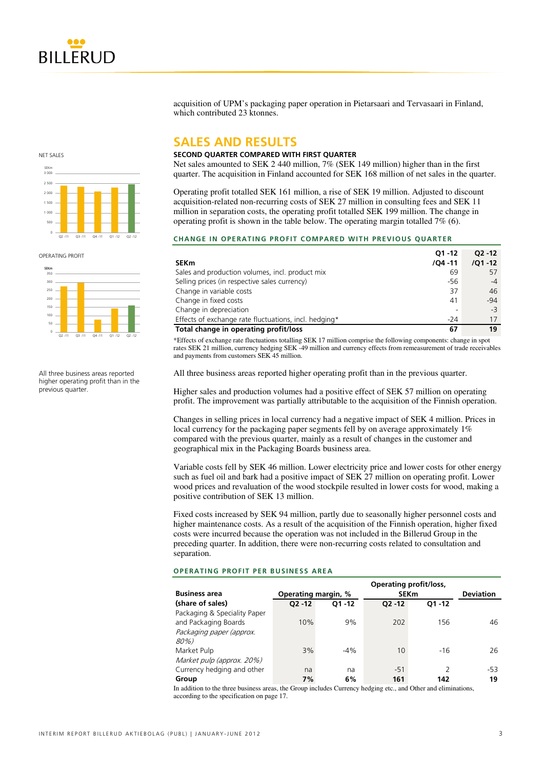acquisition of UPM's packaging paper operation in Pietarsaari and Tervasaari in Finland, which contributed 23 ktonnes.

## SALES AND RESULTS

NET SALES

OPERATING PROFIT

All three business areas reported higher operating profit than in the previous quarter.

### SECOND QUARTER COMPARED WITH FIRST QUARTER

Net sales amounted to SEK 2 440 million, 7% (SEK 149 million) higher than in the first quarter. The acquisition in Finland accounted for SEK 168 million of net sales in the quarter.

Operating profit totalled SEK 161 million, a rise of SEK 19 million. Adjusted to discount acquisition-related non-recurring costs of SEK 27 million in consulting fees and SEK 11 million in separation costs, the operating profit totalled SEK 199 million. The change in operating profit is shown in the table below. The operating margin totalled 7% (6).

#### CHANGE IN OPERATING PROFIT COMPARED WITH PREVIOUS QUARTER

| SEKm | Q1 -12 /Q4 -11 | Q2 -12 /Q1 -12 |
|---|---|---|
| Sales and production volumes, incl. product mix | 69 | 57 |
| Selling prices (in respective sales currency) | -56 | -4 |
| Change in variable costs | 37 | 46 |
| Change in fixed costs | 41 | -94 |
| Change in depreciation | - | -3 |
| Effects of exchange rate fluctuations, incl. hedging* | -24 | 17 |
| **Total change in operating profit/loss** | **67** | **19** |

*Effects of exchange rate fluctuations totalling SEK 17 million comprise the following components: change in spot rates SEK 21 million, currency hedging SEK -49 million and currency effects from remeasurement of trade receivables and payments from customers SEK 45 million.

All three business areas reported higher operating profit than in the previous quarter.

Higher sales and production volumes had a positive effect of SEK 57 million on operating profit. The improvement was partially attributable to the acquisition of the Finnish operation.

Changes in selling prices in local currency had a negative impact of SEK 4 million. Prices in local currency for the packaging paper segments fell by on average approximately 1% compared with the previous quarter, mainly as a result of changes in the customer and geographical mix in the Packaging Boards business area.

Variable costs fell by SEK 46 million. Lower electricity price and lower costs for other energy such as fuel oil and bark had a positive impact of SEK 27 million on operating profit. Lower wood prices and revaluation of the wood stockpile resulted in lower costs for wood, making a positive contribution of SEK 13 million.

Fixed costs increased by SEK 94 million, partly due to seasonally higher personnel costs and higher maintenance costs. As a result of the acquisition of the Finnish operation, higher fixed costs were incurred because the operation was not included in the Billerud Group in the preceding quarter. In addition, there were non-recurring costs related to consultation and separation.

#### OPERATING PROFIT PER BUSINESS AREA

| Business area (share of sales) | Operating margin, % | | Operating profit/loss, SEKm | | Deviation |
|---|---|---|---|---|---|
| | Q2 -12 | Q1 -12 | Q2 -12 | Q1 -12 | |
| Packaging & Speciality Paper and Packaging Boards | 10% | 9% | 202 | 156 | 46 |
| *Packaging paper (approx. 80%)* | | | | | |
| Market Pulp | 3% | -4% | 10 | -16 | 26 |
| *Market pulp (approx. 20%)* | | | | | |
| Currency hedging and other | na | na | -51 | 2 | -53 |
| **Group** | **7%** | **6%** | **161** | **142** | **19** |

In addition to the three business areas, the Group includes Currency hedging etc., and Other and eliminations, according to the specification on page 17.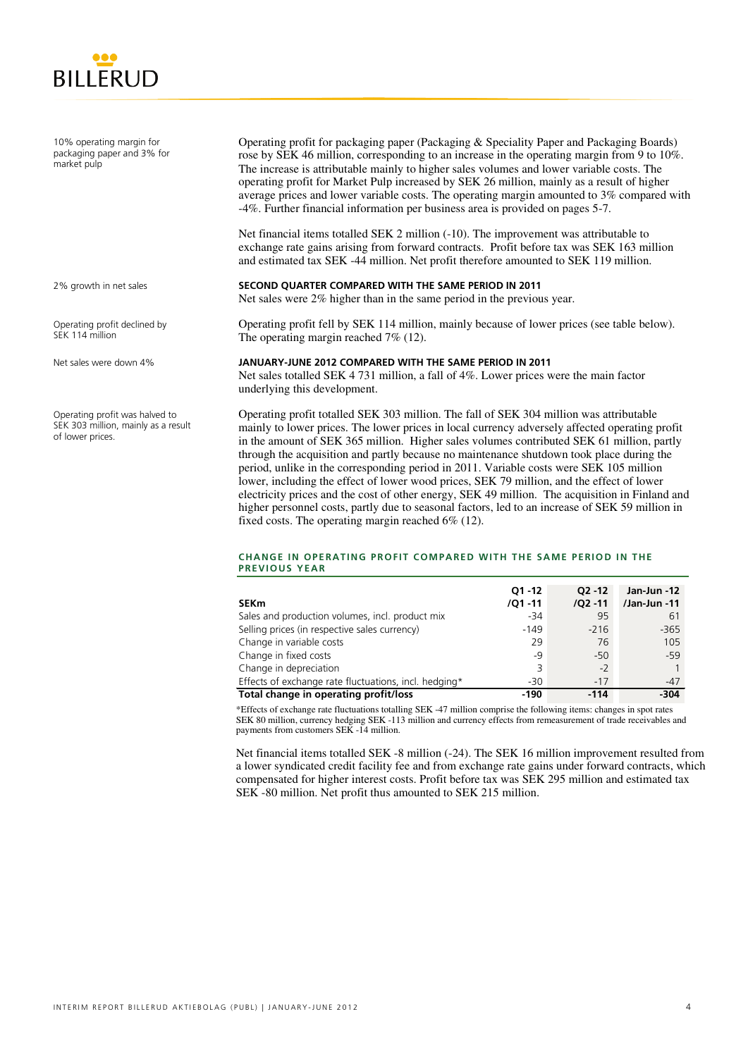10% operating margin for packaging paper and 3% for market pulp

Operating profit for packaging paper (Packaging & Speciality Paper and Packaging Boards) rose by SEK 46 million, corresponding to an increase in the operating margin from 9 to 10%. The increase is attributable mainly to higher sales volumes and lower variable costs. The operating profit for Market Pulp increased by SEK 26 million, mainly as a result of higher average prices and lower variable costs. The operating margin amounted to 3% compared with -4%. Further financial information per business area is provided on pages 5-7.

Net financial items totalled SEK 2 million (-10). The improvement was attributable to exchange rate gains arising from forward contracts. Profit before tax was SEK 163 million and estimated tax SEK -44 million. Net profit therefore amounted to SEK 119 million.

2% growth in net sales

**SECOND QUARTER COMPARED WITH THE SAME PERIOD IN 2011**

Net sales were 2% higher than in the same period in the previous year.

Operating profit declined by SEK 114 million

Operating profit fell by SEK 114 million, mainly because of lower prices (see table below). The operating margin reached 7% (12).

Net sales were down 4%

**JANUARY-JUNE 2012 COMPARED WITH THE SAME PERIOD IN 2011**

Net sales totalled SEK 4 731 million, a fall of 4%. Lower prices were the main factor underlying this development.

Operating profit was halved to SEK 303 million, mainly as a result of lower prices.

Operating profit totalled SEK 303 million. The fall of SEK 304 million was attributable mainly to lower prices. The lower prices in local currency adversely affected operating profit in the amount of SEK 365 million. Higher sales volumes contributed SEK 61 million, partly through the acquisition and partly because no maintenance shutdown took place during the period, unlike in the corresponding period in 2011. Variable costs were SEK 105 million lower, including the effect of lower wood prices, SEK 79 million, and the effect of lower electricity prices and the cost of other energy, SEK 49 million. The acquisition in Finland and higher personnel costs, partly due to seasonal factors, led to an increase of SEK 59 million in fixed costs. The operating margin reached 6% (12).

**CHANGE IN OPERATING PROFIT COMPARED WITH THE SAME PERIOD IN THE PREVIOUS YEAR**

| SEKm | Q1 -12 /Q1 -11 | Q2 -12 /Q2 -11 | Jan-Jun -12 /Jan-Jun -11 |
|---|---|---|---|
| Sales and production volumes, incl. product mix | -34 | 95 | 61 |
| Selling prices (in respective sales currency) | -149 | -216 | -365 |
| Change in variable costs | 29 | 76 | 105 |
| Change in fixed costs | -9 | -50 | -59 |
| Change in depreciation | 3 | -2 | 1 |
| Effects of exchange rate fluctuations, incl. hedging* | -30 | -17 | -47 |
| **Total change in operating profit/loss** | **-190** | **-114** | **-304** |

*Effects of exchange rate fluctuations totalling SEK -47 million comprise the following items: changes in spot rates SEK 80 million, currency hedging SEK -113 million and currency effects from remeasurement of trade receivables and payments from customers SEK -14 million.

Net financial items totalled SEK -8 million (-24). The SEK 16 million improvement resulted from a lower syndicated credit facility fee and from exchange rate gains under forward contracts, which compensated for higher interest costs. Profit before tax was SEK 295 million and estimated tax SEK -80 million. Net profit thus amounted to SEK 215 million.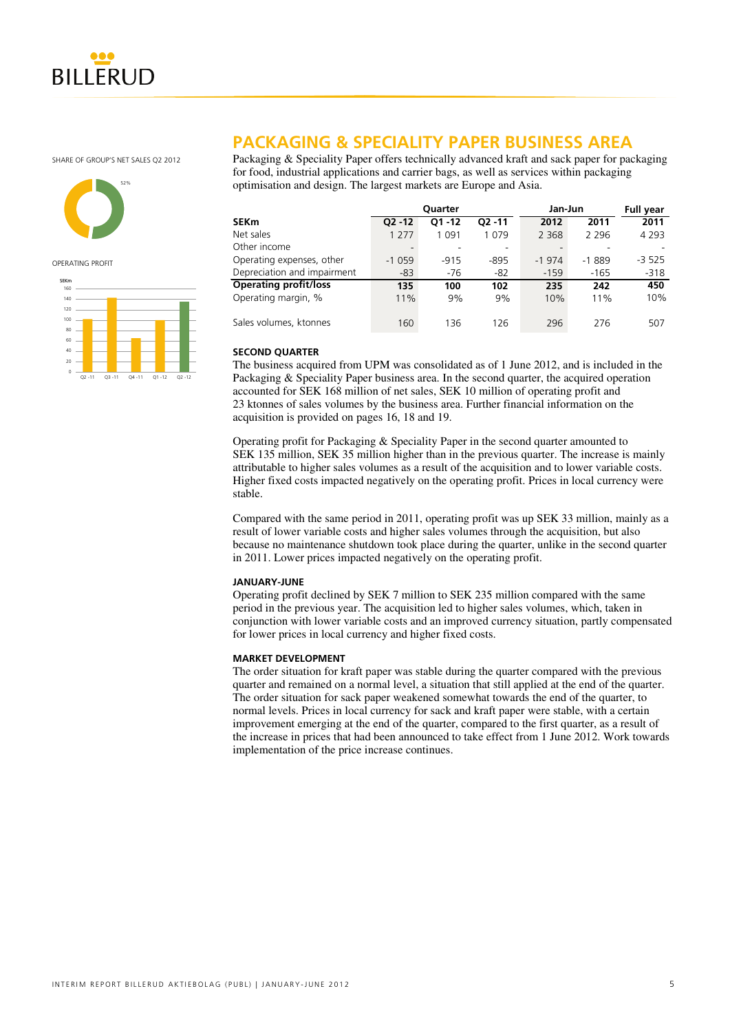# PACKAGING & SPECIALITY PAPER BUSINESS AREA

SHARE OF GROUP'S NET SALES Q2 2012

52%

OPERATING PROFIT

Packaging & Speciality Paper offers technically advanced kraft and sack paper for packaging for food, industrial applications and carrier bags, as well as services within packaging optimisation and design. The largest markets are Europe and Asia.

| | Quarter | | | Jan-Jun | | Full year |
|---|---|---|---|---|---|---|
| **SEKm** | **Q2 -12** | **Q1 -12** | **Q2 -11** | **2012** | **2011** | **2011** |
| Net sales | 1 277 | 1 091 | 1 079 | 2 368 | 2 296 | 4 293 |
| Other income | - | - | - | - | - | - |
| Operating expenses, other | -1 059 | -915 | -895 | -1 974 | -1 889 | -3 525 |
| Depreciation and impairment | -83 | -76 | -82 | -159 | -165 | -318 |
| **Operating profit/loss** | **135** | **100** | **102** | **235** | **242** | **450** |
| Operating margin, % | 11% | 9% | 9% | 10% | 11% | 10% |
| Sales volumes, ktonnes | 160 | 136 | 126 | 296 | 276 | 507 |

### SECOND QUARTER

The business acquired from UPM was consolidated as of 1 June 2012, and is included in the Packaging & Speciality Paper business area. In the second quarter, the acquired operation accounted for SEK 168 million of net sales, SEK 10 million of operating profit and 23 ktonnes of sales volumes by the business area. Further financial information on the acquisition is provided on pages 16, 18 and 19.

Operating profit for Packaging & Speciality Paper in the second quarter amounted to SEK 135 million, SEK 35 million higher than in the previous quarter. The increase is mainly attributable to higher sales volumes as a result of the acquisition and to lower variable costs. Higher fixed costs impacted negatively on the operating profit. Prices in local currency were stable.

Compared with the same period in 2011, operating profit was up SEK 33 million, mainly as a result of lower variable costs and higher sales volumes through the acquisition, but also because no maintenance shutdown took place during the quarter, unlike in the second quarter in 2011. Lower prices impacted negatively on the operating profit.

### JANUARY-JUNE

Operating profit declined by SEK 7 million to SEK 235 million compared with the same period in the previous year. The acquisition led to higher sales volumes, which, taken in conjunction with lower variable costs and an improved currency situation, partly compensated for lower prices in local currency and higher fixed costs.

### MARKET DEVELOPMENT

The order situation for kraft paper was stable during the quarter compared with the previous quarter and remained on a normal level, a situation that still applied at the end of the quarter. The order situation for sack paper weakened somewhat towards the end of the quarter, to normal levels. Prices in local currency for sack and kraft paper were stable, with a certain improvement emerging at the end of the quarter, compared to the first quarter, as a result of the increase in prices that had been announced to take effect from 1 June 2012. Work towards implementation of the price increase continues.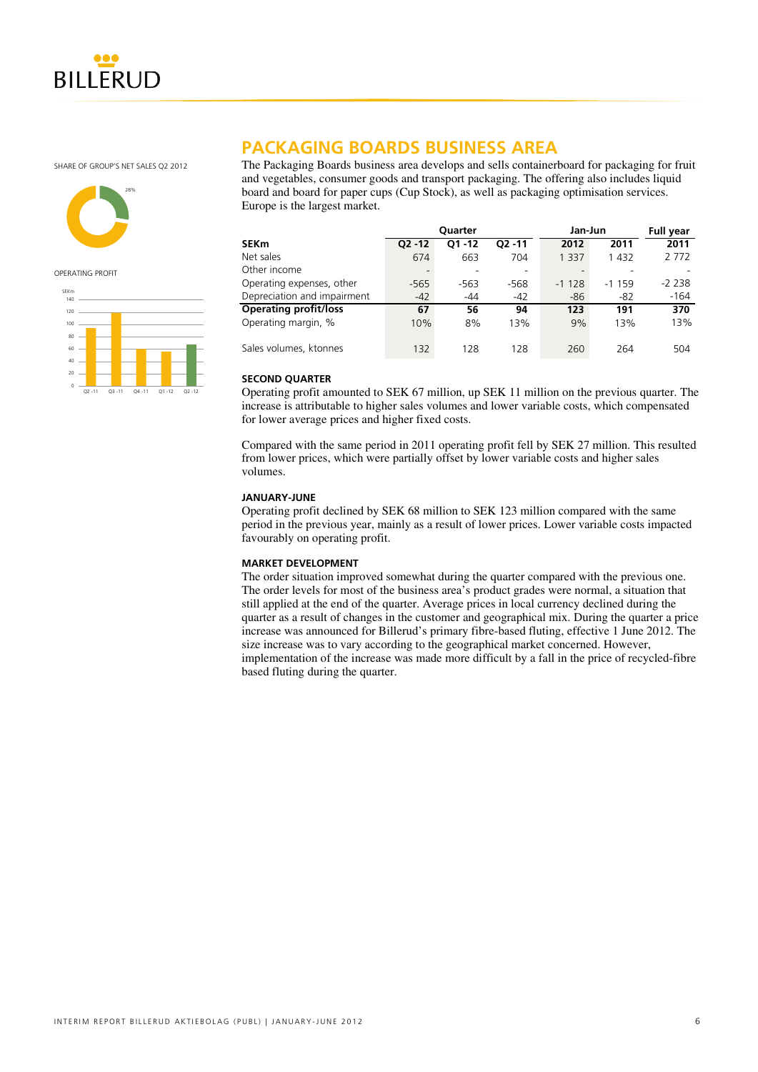SHARE OF GROUP'S NET SALES Q2 2012

28%

OPERATING PROFIT

## PACKAGING BOARDS BUSINESS AREA

The Packaging Boards business area develops and sells containerboard for packaging for fruit and vegetables, consumer goods and transport packaging. The offering also includes liquid board and board for paper cups (Cup Stock), as well as packaging optimisation services. Europe is the largest market.

| | Quarter | | | Jan-Jun | | Full year |
|---|---|---|---|---|---|---|
| **SEKm** | **Q2 -12** | **Q1 -12** | **Q2 -11** | **2012** | **2011** | **2011** |
| Net sales | 674 | 663 | 704 | 1 337 | 1 432 | 2 772 |
| Other income | - | - | - | - | - | - |
| Operating expenses, other | -565 | -563 | -568 | -1 128 | -1 159 | -2 238 |
| Depreciation and impairment | -42 | -44 | -42 | -86 | -82 | -164 |
| **Operating profit/loss** | **67** | **56** | **94** | **123** | **191** | **370** |
| Operating margin, % | 10% | 8% | 13% | 9% | 13% | 13% |
| Sales volumes, ktonnes | 132 | 128 | 128 | 260 | 264 | 504 |

### SECOND QUARTER

Operating profit amounted to SEK 67 million, up SEK 11 million on the previous quarter. The increase is attributable to higher sales volumes and lower variable costs, which compensated for lower average prices and higher fixed costs.

Compared with the same period in 2011 operating profit fell by SEK 27 million. This resulted from lower prices, which were partially offset by lower variable costs and higher sales volumes.

### JANUARY-JUNE

Operating profit declined by SEK 68 million to SEK 123 million compared with the same period in the previous year, mainly as a result of lower prices. Lower variable costs impacted favourably on operating profit.

### MARKET DEVELOPMENT

The order situation improved somewhat during the quarter compared with the previous one. The order levels for most of the business area's product grades were normal, a situation that still applied at the end of the quarter. Average prices in local currency declined during the quarter as a result of changes in the customer and geographical mix. During the quarter a price increase was announced for Billerud's primary fibre-based fluting, effective 1 June 2012. The size increase was to vary according to the geographical market concerned. However, implementation of the increase was made more difficult by a fall in the price of recycled-fibre based fluting during the quarter.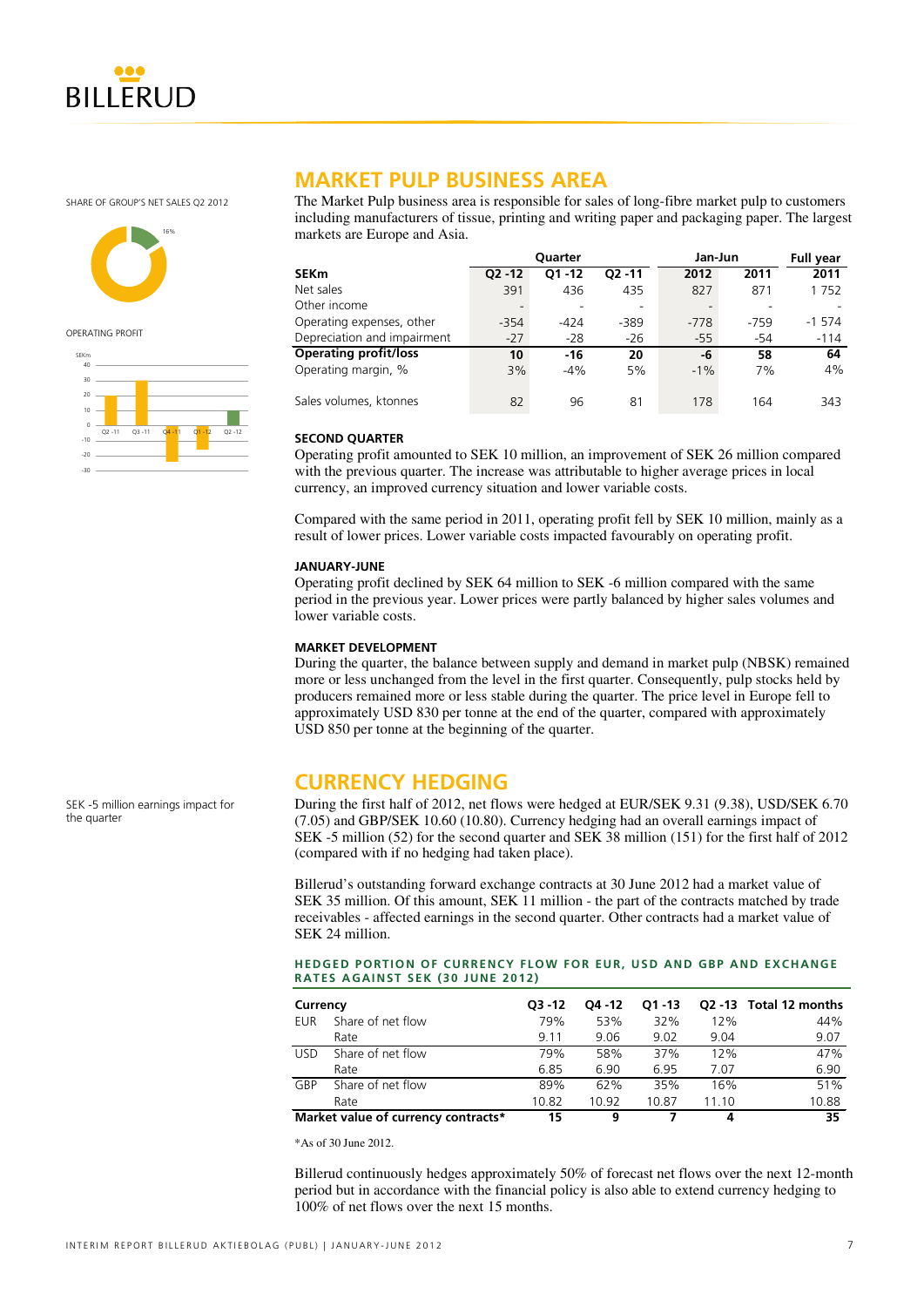SHARE OF GROUP'S NET SALES Q2 2012

OPERATING PROFIT

## MARKET PULP BUSINESS AREA

The Market Pulp business area is responsible for sales of long-fibre market pulp to customers including manufacturers of tissue, printing and writing paper and packaging paper. The largest markets are Europe and Asia.

| | Quarter | | | Jan-Jun | | Full year |
|---|---|---|---|---|---|---|
| **SEKm** | **Q2 -12** | **Q1 -12** | **Q2 -11** | **2012** | **2011** | **2011** |
| Net sales | 391 | 436 | 435 | 827 | 871 | 1 752 |
| Other income | - | - | - | - | - | - |
| Operating expenses, other | -354 | -424 | -389 | -778 | -759 | -1 574 |
| Depreciation and impairment | -27 | -28 | -26 | -55 | -54 | -114 |
| **Operating profit/loss** | **10** | **-16** | **20** | **-6** | **58** | **64** |
| Operating margin, % | 3% | -4% | 5% | -1% | 7% | 4% |
| Sales volumes, ktonnes | 82 | 96 | 81 | 178 | 164 | 343 |

#### SECOND QUARTER

Operating profit amounted to SEK 10 million, an improvement of SEK 26 million compared with the previous quarter. The increase was attributable to higher average prices in local currency, an improved currency situation and lower variable costs.

Compared with the same period in 2011, operating profit fell by SEK 10 million, mainly as a result of lower prices. Lower variable costs impacted favourably on operating profit.

#### JANUARY-JUNE

Operating profit declined by SEK 64 million to SEK -6 million compared with the same period in the previous year. Lower prices were partly balanced by higher sales volumes and lower variable costs.

#### MARKET DEVELOPMENT

During the quarter, the balance between supply and demand in market pulp (NBSK) remained more or less unchanged from the level in the first quarter. Consequently, pulp stocks held by producers remained more or less stable during the quarter. The price level in Europe fell to approximately USD 830 per tonne at the end of the quarter, compared with approximately USD 850 per tonne at the beginning of the quarter.

## CURRENCY HEDGING

SEK -5 million earnings impact for the quarter

During the first half of 2012, net flows were hedged at EUR/SEK 9.31 (9.38), USD/SEK 6.70 (7.05) and GBP/SEK 10.60 (10.80). Currency hedging had an overall earnings impact of SEK -5 million (52) for the second quarter and SEK 38 million (151) for the first half of 2012 (compared with if no hedging had taken place).

Billerud's outstanding forward exchange contracts at 30 June 2012 had a market value of SEK 35 million. Of this amount, SEK 11 million - the part of the contracts matched by trade receivables - affected earnings in the second quarter. Other contracts had a market value of SEK 24 million.

**HEDGED PORTION OF CURRENCY FLOW FOR EUR, USD AND GBP AND EXCHANGE RATES AGAINST SEK (30 JUNE 2012)**

| Currency | | Q3 -12 | Q4 -12 | Q1 -13 | Q2 -13 | Total 12 months |
|---|---|---|---|---|---|---|
| EUR | Share of net flow | 79% | 53% | 32% | 12% | 44% |
| | Rate | 9.11 | 9.06 | 9.02 | 9.04 | 9.07 |
| USD | Share of net flow | 79% | 58% | 37% | 12% | 47% |
| | Rate | 6.85 | 6.90 | 6.95 | 7.07 | 6.90 |
| GBP | Share of net flow | 89% | 62% | 35% | 16% | 51% |
| | Rate | 10.82 | 10.92 | 10.87 | 11.10 | 10.88 |
| **Market value of currency contracts*** | | **15** | **9** | **7** | **4** | **35** |

*As of 30 June 2012.

Billerud continuously hedges approximately 50% of forecast net flows over the next 12-month period but in accordance with the financial policy is also able to extend currency hedging to 100% of net flows over the next 15 months.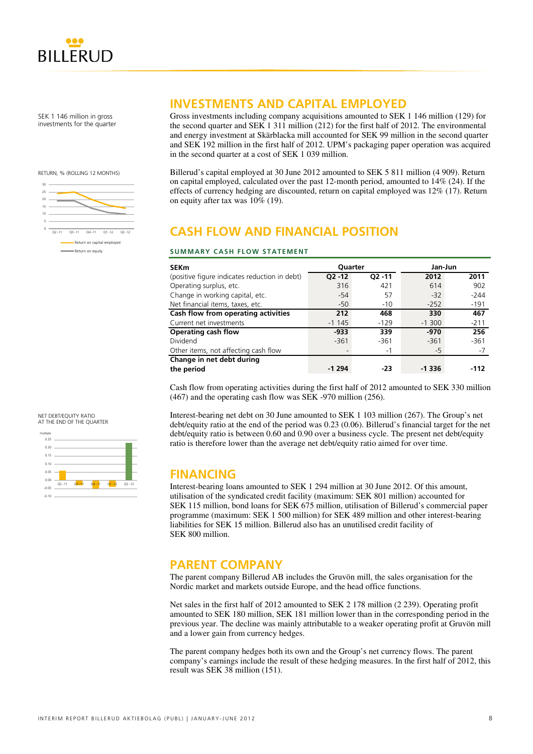## INVESTMENTS AND CAPITAL EMPLOYED

SEK 1 146 million in gross investments for the quarter

Gross investments including company acquisitions amounted to SEK 1 146 million (129) for the second quarter and SEK 1 311 million (212) for the first half of 2012. The environmental and energy investment at Skärblacka mill accounted for SEK 99 million in the second quarter and SEK 192 million in the first half of 2012. UPM's packaging paper operation was acquired in the second quarter at a cost of SEK 1 039 million.

RETURN, % (ROLLING 12 MONTHS)

Billerud's capital employed at 30 June 2012 amounted to SEK 5 811 million (4 909). Return on capital employed, calculated over the past 12-month period, amounted to 14% (24). If the effects of currency hedging are discounted, return on capital employed was 12% (17). Return on equity after tax was 10% (19).

## CASH FLOW AND FINANCIAL POSITION

### SUMMARY CASH FLOW STATEMENT

| SEKm | Quarter | | Jan-Jun | |
|---|---|---|---|---|
| (positive figure indicates reduction in debt) | Q2 -12 | Q2 -11 | 2012 | 2011 |
| Operating surplus, etc. | 316 | 421 | 614 | 902 |
| Change in working capital, etc. | -54 | 57 | -32 | -244 |
| Net financial items, taxes, etc. | -50 | -10 | -252 | -191 |
| **Cash flow from operating activities** | **212** | **468** | **330** | **467** |
| Current net investments | -1 145 | -129 | -1 300 | -211 |
| **Operating cash flow** | **-933** | **339** | **-970** | **256** |
| Dividend | -361 | -361 | -361 | -361 |
| Other items, not affecting cash flow | - | -1 | -5 | -7 |
| **Change in net debt during the period** | **-1 294** | **-23** | **-1 336** | **-112** |

Cash flow from operating activities during the first half of 2012 amounted to SEK 330 million (467) and the operating cash flow was SEK -970 million (256).

NET DEBT/EQUITY RATIO AT THE END OF THE QUARTER

Interest-bearing net debt on 30 June amounted to SEK 1 103 million (267). The Group's net debt/equity ratio at the end of the period was 0.23 (0.06). Billerud's financial target for the net debt/equity ratio is between 0.60 and 0.90 over a business cycle. The present net debt/equity ratio is therefore lower than the average net debt/equity ratio aimed for over time.

## FINANCING

Interest-bearing loans amounted to SEK 1 294 million at 30 June 2012. Of this amount, utilisation of the syndicated credit facility (maximum: SEK 801 million) accounted for SEK 115 million, bond loans for SEK 675 million, utilisation of Billerud's commercial paper programme (maximum: SEK 1 500 million) for SEK 489 million and other interest-bearing liabilities for SEK 15 million. Billerud also has an unutilised credit facility of SEK 800 million.

## PARENT COMPANY

The parent company Billerud AB includes the Gruvön mill, the sales organisation for the Nordic market and markets outside Europe, and the head office functions.

Net sales in the first half of 2012 amounted to SEK 2 178 million (2 239). Operating profit amounted to SEK 180 million, SEK 181 million lower than in the corresponding period in the previous year. The decline was mainly attributable to a weaker operating profit at Gruvön mill and a lower gain from currency hedges.

The parent company hedges both its own and the Group's net currency flows. The parent company's earnings include the result of these hedging measures. In the first half of 2012, this result was SEK 38 million (151).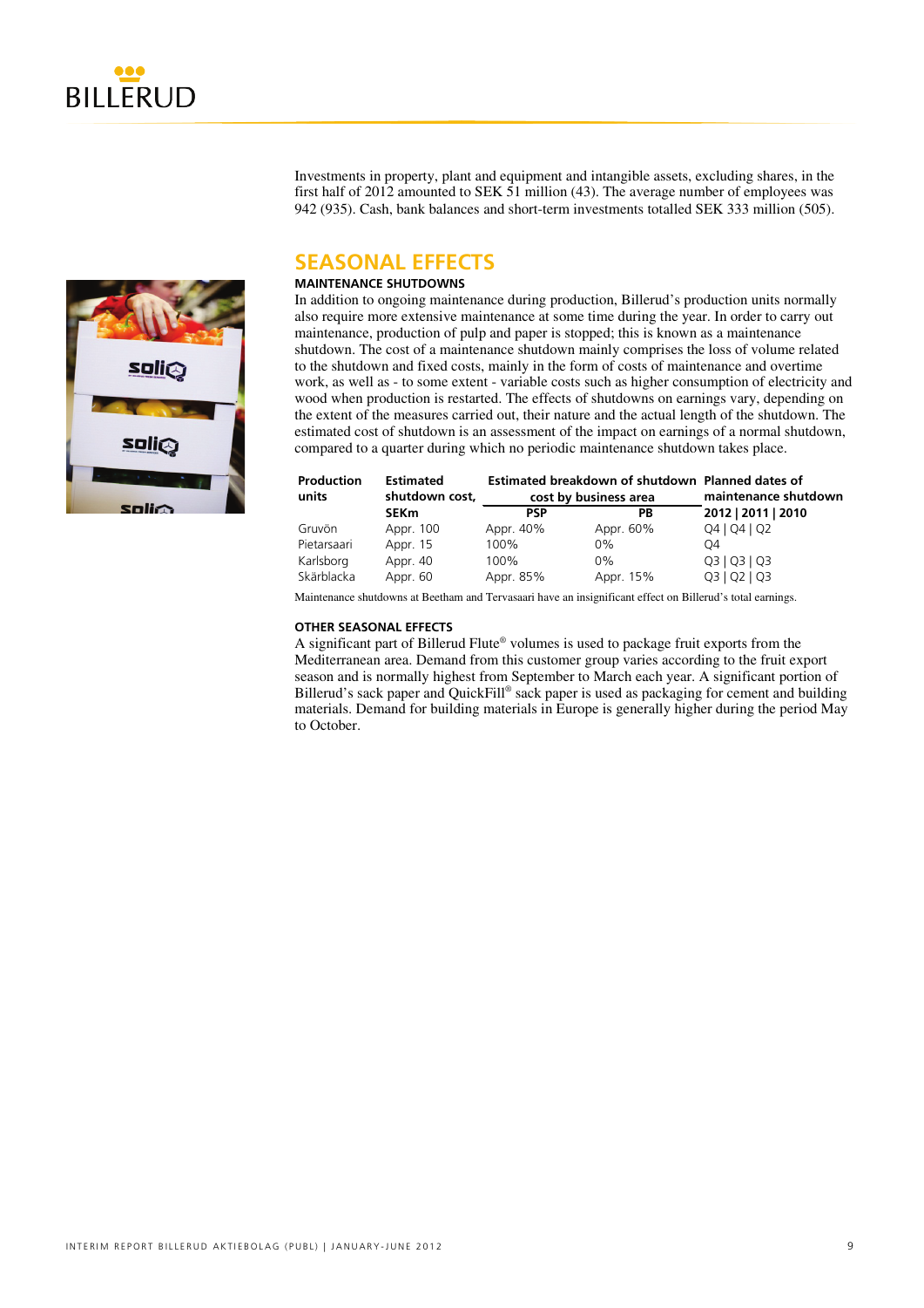Investments in property, plant and equipment and intangible assets, excluding shares, in the first half of 2012 amounted to SEK 51 million (43). The average number of employees was 942 (935). Cash, bank balances and short-term investments totalled SEK 333 million (505).

## SEASONAL EFFECTS

### MAINTENANCE SHUTDOWNS

In addition to ongoing maintenance during production, Billerud's production units normally also require more extensive maintenance at some time during the year. In order to carry out maintenance, production of pulp and paper is stopped; this is known as a maintenance shutdown. The cost of a maintenance shutdown mainly comprises the loss of volume related to the shutdown and fixed costs, mainly in the form of costs of maintenance and overtime work, as well as - to some extent - variable costs such as higher consumption of electricity and wood when production is restarted. The effects of shutdowns on earnings vary, depending on the extent of the measures carried out, their nature and the actual length of the shutdown. The estimated cost of shutdown is an assessment of the impact on earnings of a normal shutdown, compared to a quarter during which no periodic maintenance shutdown takes place.

| Production units | Estimated shutdown cost, SEKm | Estimated breakdown of shutdown cost by business area | | Planned dates of maintenance shutdown |
|---|---|---|---|---|
| | | PSP | PB | 2012 \| 2011 \| 2010 |
| Gruvön | Appr. 100 | Appr. 40% | Appr. 60% | Q4 \| Q4 \| Q2 |
| Pietarsaari | Appr. 15 | 100% | 0% | Q4 |
| Karlsborg | Appr. 40 | 100% | 0% | Q3 \| Q3 \| Q3 |
| Skärblacka | Appr. 60 | Appr. 85% | Appr. 15% | Q3 \| Q2 \| Q3 |

Maintenance shutdowns at Beetham and Tervasaari have an insignificant effect on Billerud's total earnings.

### OTHER SEASONAL EFFECTS

A significant part of Billerud Flute® volumes is used to package fruit exports from the Mediterranean area. Demand from this customer group varies according to the fruit export season and is normally highest from September to March each year. A significant portion of Billerud's sack paper and QuickFill® sack paper is used as packaging for cement and building materials. Demand for building materials in Europe is generally higher during the period May to October.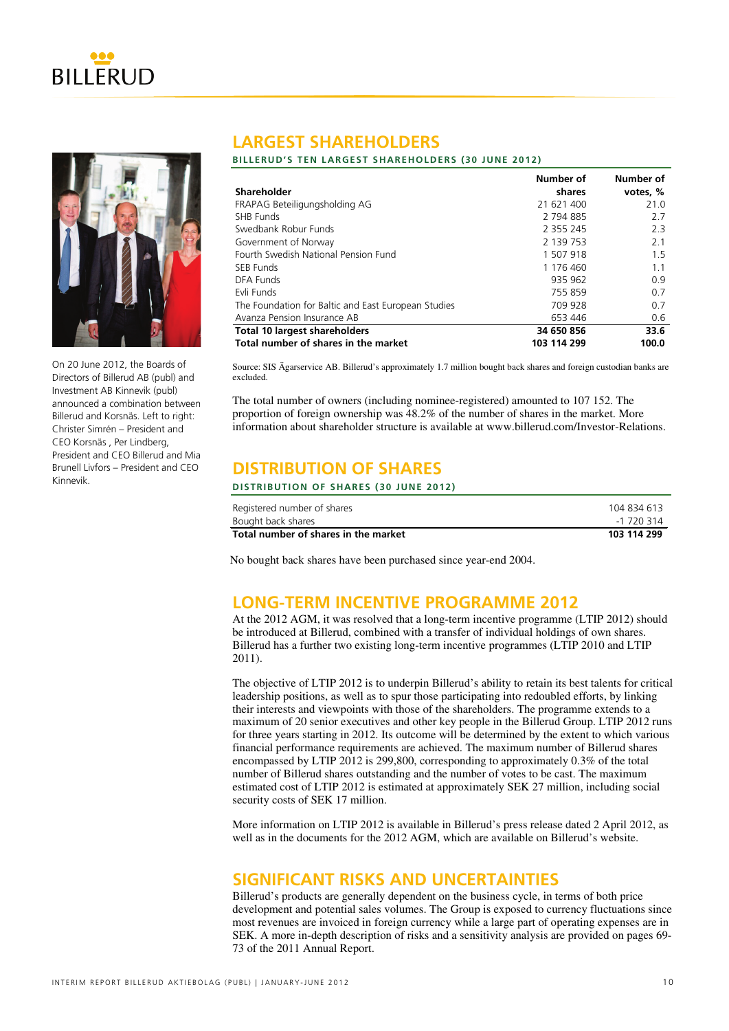The photo caption text: On 20 June 2012, the Boards of Directors of Billerud AB (publ) and Investment AB Kinnevik (publ) announced a combination between Billerud and Korsnäs. Left to right: Christer Simrén – President and CEO Korsnäs , Per Lindberg, President and CEO Billerud and Mia Brunell Livfors – President and CEO Kinnevik.

## LARGEST SHAREHOLDERS

### BILLERUD'S TEN LARGEST SHAREHOLDERS (30 JUNE 2012)

| Shareholder | Number of shares | Number of votes, % |
|---|---|---|
| FRAPAG Beteiligungsholding AG | 21 621 400 | 21.0 |
| SHB Funds | 2 794 885 | 2.7 |
| Swedbank Robur Funds | 2 355 245 | 2.3 |
| Government of Norway | 2 139 753 | 2.1 |
| Fourth Swedish National Pension Fund | 1 507 918 | 1.5 |
| SEB Funds | 1 176 460 | 1.1 |
| DFA Funds | 935 962 | 0.9 |
| Evli Funds | 755 859 | 0.7 |
| The Foundation for Baltic and East European Studies | 709 928 | 0.7 |
| Avanza Pension Insurance AB | 653 446 | 0.6 |
| **Total 10 largest shareholders** | **34 650 856** | **33.6** |
| **Total number of shares in the market** | **103 114 299** | **100.0** |

Source: SIS Ägarservice AB. Billerud's approximately 1.7 million bought back shares and foreign custodian banks are excluded.

The total number of owners (including nominee-registered) amounted to 107 152. The proportion of foreign ownership was 48.2% of the number of shares in the market. More information about shareholder structure is available at www.billerud.com/Investor-Relations.

## DISTRIBUTION OF SHARES

### DISTRIBUTION OF SHARES (30 JUNE 2012)

| | |
|---|---|
| Registered number of shares | 104 834 613 |
| Bought back shares | -1 720 314 |
| **Total number of shares in the market** | **103 114 299** |

No bought back shares have been purchased since year-end 2004.

## LONG-TERM INCENTIVE PROGRAMME 2012

At the 2012 AGM, it was resolved that a long-term incentive programme (LTIP 2012) should be introduced at Billerud, combined with a transfer of individual holdings of own shares. Billerud has a further two existing long-term incentive programmes (LTIP 2010 and LTIP 2011).

The objective of LTIP 2012 is to underpin Billerud's ability to retain its best talents for critical leadership positions, as well as to spur those participating into redoubled efforts, by linking their interests and viewpoints with those of the shareholders. The programme extends to a maximum of 20 senior executives and other key people in the Billerud Group. LTIP 2012 runs for three years starting in 2012. Its outcome will be determined by the extent to which various financial performance requirements are achieved. The maximum number of Billerud shares encompassed by LTIP 2012 is 299,800, corresponding to approximately 0.3% of the total number of Billerud shares outstanding and the number of votes to be cast. The maximum estimated cost of LTIP 2012 is estimated at approximately SEK 27 million, including social security costs of SEK 17 million.

More information on LTIP 2012 is available in Billerud's press release dated 2 April 2012, as well as in the documents for the 2012 AGM, which are available on Billerud's website.

## SIGNIFICANT RISKS AND UNCERTAINTIES

Billerud's products are generally dependent on the business cycle, in terms of both price development and potential sales volumes. The Group is exposed to currency fluctuations since most revenues are invoiced in foreign currency while a large part of operating expenses are in SEK. A more in-depth description of risks and a sensitivity analysis are provided on pages 69-73 of the 2011 Annual Report.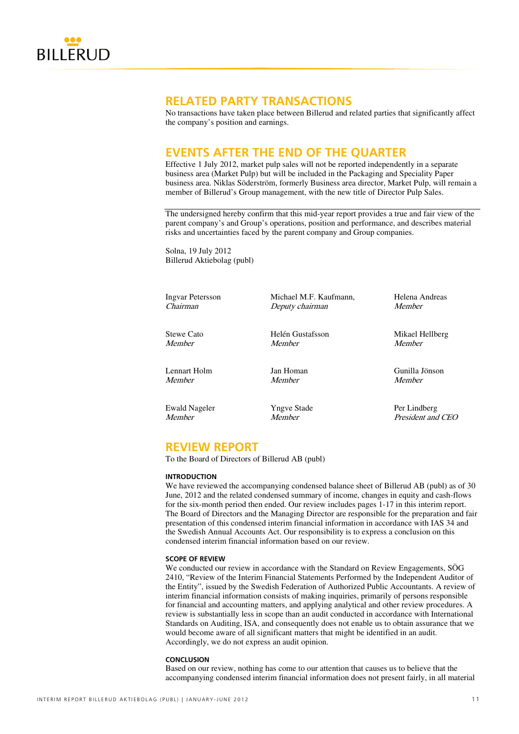## RELATED PARTY TRANSACTIONS

No transactions have taken place between Billerud and related parties that significantly affect the company's position and earnings.

## EVENTS AFTER THE END OF THE QUARTER

Effective 1 July 2012, market pulp sales will not be reported independently in a separate business area (Market Pulp) but will be included in the Packaging and Speciality Paper business area. Niklas Söderström, formerly Business area director, Market Pulp, will remain a member of Billerud's Group management, with the new title of Director Pulp Sales.

---

The undersigned hereby confirm that this mid-year report provides a true and fair view of the parent company's and Group's operations, position and performance, and describes material risks and uncertainties faced by the parent company and Group companies.

Solna, 19 July 2012
Billerud Aktiebolag (publ)

| | | |
|---|---|---|
| Ingvar Petersson<br>*Chairman* | Michael M.F. Kaufmann,<br>*Deputy chairman* | Helena Andreas<br>*Member* |
| Stewe Cato<br>*Member* | Helén Gustafsson<br>*Member* | Mikael Hellberg<br>*Member* |
| Lennart Holm<br>*Member* | Jan Homan<br>*Member* | Gunilla Jönson<br>*Member* |
| Ewald Nageler<br>*Member* | Yngve Stade<br>*Member* | Per Lindberg<br>*President and CEO* |

## REVIEW REPORT

To the Board of Directors of Billerud AB (publ)

### INTRODUCTION

We have reviewed the accompanying condensed balance sheet of Billerud AB (publ) as of 30 June, 2012 and the related condensed summary of income, changes in equity and cash-flows for the six-month period then ended. Our review includes pages 1-17 in this interim report. The Board of Directors and the Managing Director are responsible for the preparation and fair presentation of this condensed interim financial information in accordance with IAS 34 and the Swedish Annual Accounts Act. Our responsibility is to express a conclusion on this condensed interim financial information based on our review.

### SCOPE OF REVIEW

We conducted our review in accordance with the Standard on Review Engagements, SÖG 2410, "Review of the Interim Financial Statements Performed by the Independent Auditor of the Entity", issued by the Swedish Federation of Authorized Public Accountants. A review of interim financial information consists of making inquiries, primarily of persons responsible for financial and accounting matters, and applying analytical and other review procedures. A review is substantially less in scope than an audit conducted in accordance with International Standards on Auditing, ISA, and consequently does not enable us to obtain assurance that we would become aware of all significant matters that might be identified in an audit. Accordingly, we do not express an audit opinion.

### CONCLUSION

Based on our review, nothing has come to our attention that causes us to believe that the accompanying condensed interim financial information does not present fairly, in all material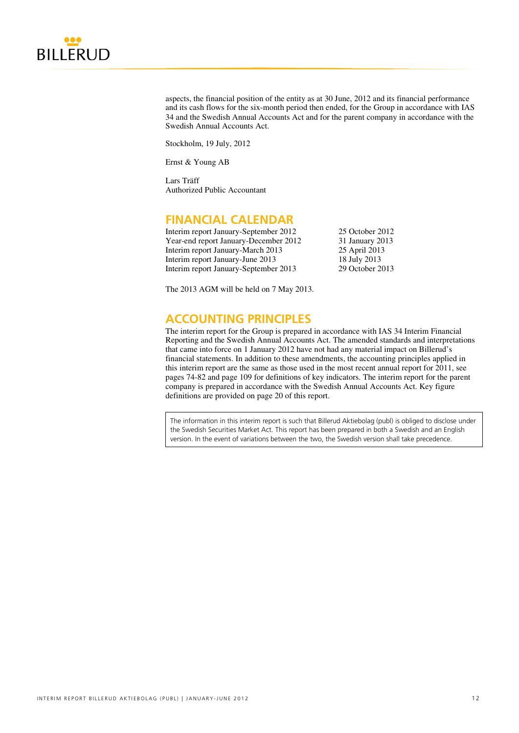aspects, the financial position of the entity as at 30 June, 2012 and its financial performance and its cash flows for the six-month period then ended, for the Group in accordance with IAS 34 and the Swedish Annual Accounts Act and for the parent company in accordance with the Swedish Annual Accounts Act.

Stockholm, 19 July, 2012

Ernst & Young AB

Lars Träff
Authorized Public Accountant

## FINANCIAL CALENDAR

| | |
|---|---|
| Interim report January-September 2012 | 25 October 2012 |
| Year-end report January-December 2012 | 31 January 2013 |
| Interim report January-March 2013 | 25 April 2013 |
| Interim report January-June 2013 | 18 July 2013 |
| Interim report January-September 2013 | 29 October 2013 |

The 2013 AGM will be held on 7 May 2013.

## ACCOUNTING PRINCIPLES

The interim report for the Group is prepared in accordance with IAS 34 Interim Financial Reporting and the Swedish Annual Accounts Act. The amended standards and interpretations that came into force on 1 January 2012 have not had any material impact on Billerud's financial statements. In addition to these amendments, the accounting principles applied in this interim report are the same as those used in the most recent annual report for 2011, see pages 74-82 and page 109 for definitions of key indicators. The interim report for the parent company is prepared in accordance with the Swedish Annual Accounts Act. Key figure definitions are provided on page 20 of this report.

> The information in this interim report is such that Billerud Aktiebolag (publ) is obliged to disclose under the Swedish Securities Market Act. This report has been prepared in both a Swedish and an English version. In the event of variations between the two, the Swedish version shall take precedence.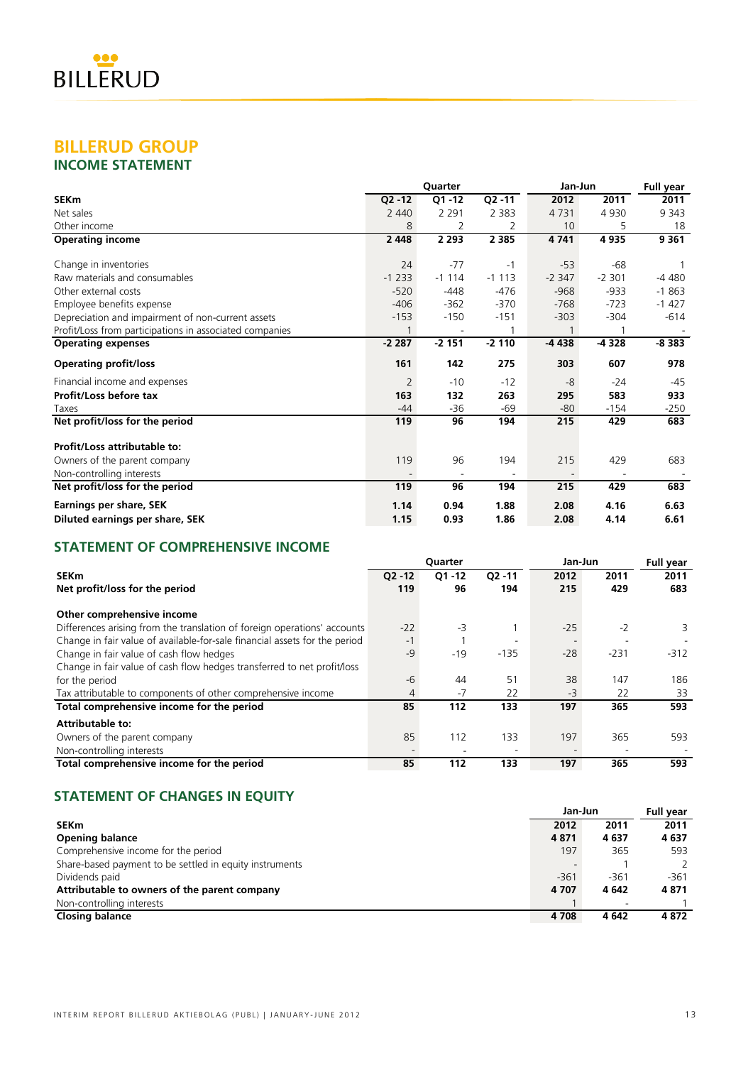# BILLERUD GROUP

## INCOME STATEMENT

| SEKm | Quarter | | | Jan-Jun | | Full year |
|---|---|---|---|---|---|---|
| | Q2 -12 | Q1 -12 | Q2 -11 | 2012 | 2011 | 2011 |
| Net sales | 2 440 | 2 291 | 2 383 | 4 731 | 4 930 | 9 343 |
| Other income | 8 | 2 | 2 | 10 | 5 | 18 |
| **Operating income** | **2 448** | **2 293** | **2 385** | **4 741** | **4 935** | **9 361** |
| Change in inventories | 24 | -77 | -1 | -53 | -68 | 1 |
| Raw materials and consumables | -1 233 | -1 114 | -1 113 | -2 347 | -2 301 | -4 480 |
| Other external costs | -520 | -448 | -476 | -968 | -933 | -1 863 |
| Employee benefits expense | -406 | -362 | -370 | -768 | -723 | -1 427 |
| Depreciation and impairment of non-current assets | -153 | -150 | -151 | -303 | -304 | -614 |
| Profit/Loss from participations in associated companies | 1 | - | 1 | 1 | 1 | - |
| **Operating expenses** | **-2 287** | **-2 151** | **-2 110** | **-4 438** | **-4 328** | **-8 383** |
| **Operating profit/loss** | **161** | **142** | **275** | **303** | **607** | **978** |
| Financial income and expenses | 2 | -10 | -12 | -8 | -24 | -45 |
| **Profit/Loss before tax** | **163** | **132** | **263** | **295** | **583** | **933** |
| Taxes | -44 | -36 | -69 | -80 | -154 | -250 |
| **Net profit/loss for the period** | **119** | **96** | **194** | **215** | **429** | **683** |
| **Profit/Loss attributable to:** | | | | | | |
| Owners of the parent company | 119 | 96 | 194 | 215 | 429 | 683 |
| Non-controlling interests | - | - | - | - | - | - |
| **Net profit/loss for the period** | **119** | **96** | **194** | **215** | **429** | **683** |
| **Earnings per share, SEK** | **1.14** | **0.94** | **1.88** | **2.08** | **4.16** | **6.63** |
| **Diluted earnings per share, SEK** | **1.15** | **0.93** | **1.86** | **2.08** | **4.14** | **6.61** |

## STATEMENT OF COMPREHENSIVE INCOME

| SEKm | Quarter | | | Jan-Jun | | Full year |
|---|---|---|---|---|---|---|
| | Q2 -12 | Q1 -12 | Q2 -11 | 2012 | 2011 | 2011 |
| **Net profit/loss for the period** | **119** | **96** | **194** | **215** | **429** | **683** |
| **Other comprehensive income** | | | | | | |
| Differences arising from the translation of foreign operations' accounts | -22 | -3 | 1 | -25 | -2 | 3 |
| Change in fair value of available-for-sale financial assets for the period | -1 | 1 | - | - | - | - |
| Change in fair value of cash flow hedges | -9 | -19 | -135 | -28 | -231 | -312 |
| Change in fair value of cash flow hedges transferred to net profit/loss for the period | -6 | 44 | 51 | 38 | 147 | 186 |
| Tax attributable to components of other comprehensive income | 4 | -7 | 22 | -3 | 22 | 33 |
| **Total comprehensive income for the period** | **85** | **112** | **133** | **197** | **365** | **593** |
| **Attributable to:** | | | | | | |
| Owners of the parent company | 85 | 112 | 133 | 197 | 365 | 593 |
| Non-controlling interests | - | - | - | - | - | - |
| **Total comprehensive income for the period** | **85** | **112** | **133** | **197** | **365** | **593** |

## STATEMENT OF CHANGES IN EQUITY

| SEKm | Jan-Jun | | Full year |
|---|---|---|---|
| | 2012 | 2011 | 2011 |
| **Opening balance** | **4 871** | **4 637** | **4 637** |
| Comprehensive income for the period | 197 | 365 | 593 |
| Share-based payment to be settled in equity instruments | - | 1 | 2 |
| Dividends paid | -361 | -361 | -361 |
| **Attributable to owners of the parent company** | **4 707** | **4 642** | **4 871** |
| Non-controlling interests | 1 | - | 1 |
| **Closing balance** | **4 708** | **4 642** | **4 872** |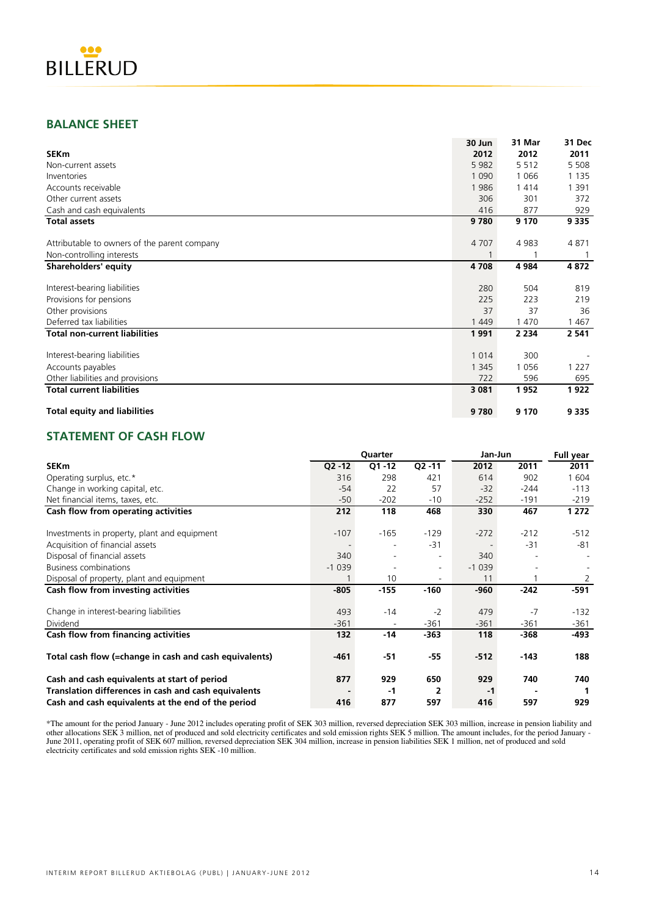## BALANCE SHEET

| SEKm | 30 Jun 2012 | 31 Mar 2012 | 31 Dec 2011 |
|---|---|---|---|
| Non-current assets | 5 982 | 5 512 | 5 508 |
| Inventories | 1 090 | 1 066 | 1 135 |
| Accounts receivable | 1 986 | 1 414 | 1 391 |
| Other current assets | 306 | 301 | 372 |
| Cash and cash equivalents | 416 | 877 | 929 |
| **Total assets** | **9 780** | **9 170** | **9 335** |
| | | | |
| Attributable to owners of the parent company | 4 707 | 4 983 | 4 871 |
| Non-controlling interests | 1 | 1 | 1 |
| **Shareholders' equity** | **4 708** | **4 984** | **4 872** |
| | | | |
| Interest-bearing liabilities | 280 | 504 | 819 |
| Provisions for pensions | 225 | 223 | 219 |
| Other provisions | 37 | 37 | 36 |
| Deferred tax liabilities | 1 449 | 1 470 | 1 467 |
| **Total non-current liabilities** | **1 991** | **2 234** | **2 541** |
| | | | |
| Interest-bearing liabilities | 1 014 | 300 | - |
| Accounts payables | 1 345 | 1 056 | 1 227 |
| Other liabilities and provisions | 722 | 596 | 695 |
| **Total current liabilities** | **3 081** | **1 952** | **1 922** |
| | | | |
| **Total equity and liabilities** | **9 780** | **9 170** | **9 335** |

## STATEMENT OF CASH FLOW

| | Quarter | | | Jan-Jun | | Full year |
|---|---|---|---|---|---|---|
| SEKm | Q2 -12 | Q1 -12 | Q2 -11 | 2012 | 2011 | 2011 |
| Operating surplus, etc.* | 316 | 298 | 421 | 614 | 902 | 1 604 |
| Change in working capital, etc. | -54 | 22 | 57 | -32 | -244 | -113 |
| Net financial items, taxes, etc. | -50 | -202 | -10 | -252 | -191 | -219 |
| **Cash flow from operating activities** | **212** | **118** | **468** | **330** | **467** | **1 272** |
| | | | | | | |
| Investments in property, plant and equipment | -107 | -165 | -129 | -272 | -212 | -512 |
| Acquisition of financial assets | - | - | -31 | - | -31 | -81 |
| Disposal of financial assets | 340 | - | - | 340 | - | - |
| Business combinations | -1 039 | - | - | -1 039 | - | - |
| Disposal of property, plant and equipment | 1 | 10 | - | 11 | 1 | 2 |
| **Cash flow from investing activities** | **-805** | **-155** | **-160** | **-960** | **-242** | **-591** |
| | | | | | | |
| Change in interest-bearing liabilities | 493 | -14 | -2 | 479 | -7 | -132 |
| Dividend | -361 | - | -361 | -361 | -361 | -361 |
| **Cash flow from financing activities** | **132** | **-14** | **-363** | **118** | **-368** | **-493** |
| | | | | | | |
| **Total cash flow (=change in cash and cash equivalents)** | **-461** | **-51** | **-55** | **-512** | **-143** | **188** |
| | | | | | | |
| **Cash and cash equivalents at start of period** | **877** | **929** | **650** | **929** | **740** | **740** |
| **Translation differences in cash and cash equivalents** | **-** | **-1** | **2** | **-1** | **-** | **1** |
| **Cash and cash equivalents at the end of the period** | **416** | **877** | **597** | **416** | **597** | **929** |

*The amount for the period January - June 2012 includes operating profit of SEK 303 million, reversed depreciation SEK 303 million, increase in pension liability and other allocations SEK 3 million, net of produced and sold electricity certificates and sold emission rights SEK 5 million. The amount includes, for the period January - June 2011, operating profit of SEK 607 million, reversed depreciation SEK 304 million, increase in pension liabilities SEK 1 million, net of produced and sold electricity certificates and sold emission rights SEK -10 million.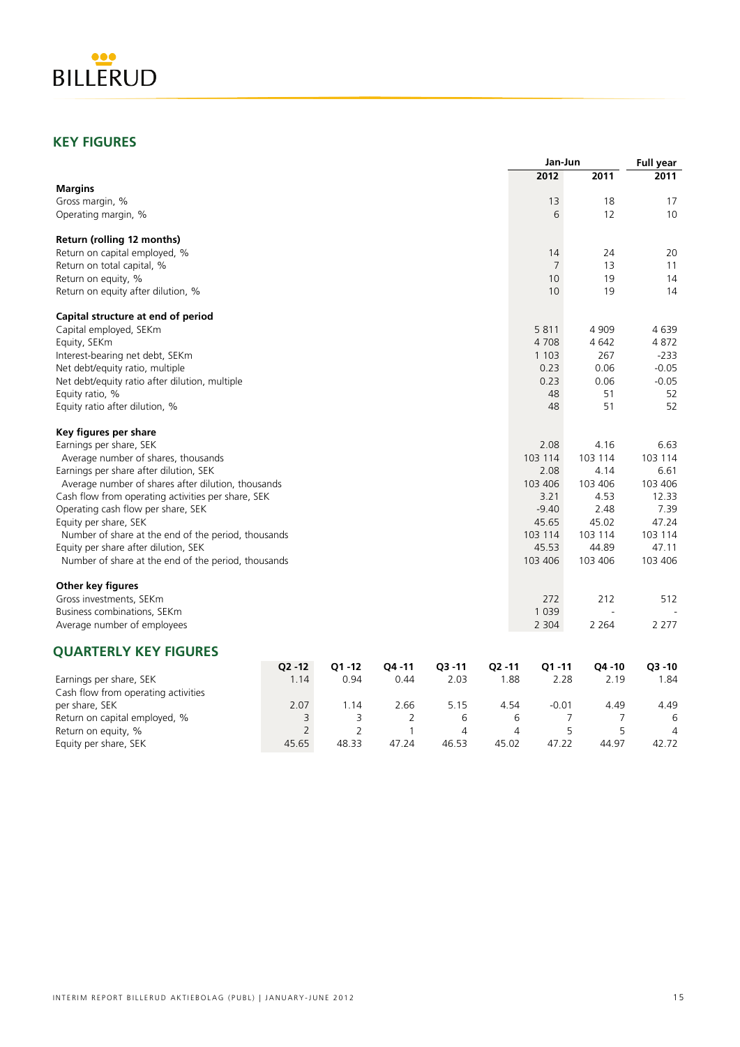## KEY FIGURES

| | Jan-Jun | | Full year |
|---|---|---|---|
| | 2012 | 2011 | 2011 |
| **Margins** | | | |
| Gross margin, % | 13 | 18 | 17 |
| Operating margin, % | 6 | 12 | 10 |
| | | | |
| **Return (rolling 12 months)** | | | |
| Return on capital employed, % | 14 | 24 | 20 |
| Return on total capital, % | 7 | 13 | 11 |
| Return on equity, % | 10 | 19 | 14 |
| Return on equity after dilution, % | 10 | 19 | 14 |
| | | | |
| **Capital structure at end of period** | | | |
| Capital employed, SEKm | 5 811 | 4 909 | 4 639 |
| Equity, SEKm | 4 708 | 4 642 | 4 872 |
| Interest-bearing net debt, SEKm | 1 103 | 267 | -233 |
| Net debt/equity ratio, multiple | 0.23 | 0.06 | -0.05 |
| Net debt/equity ratio after dilution, multiple | 0.23 | 0.06 | -0.05 |
| Equity ratio, % | 48 | 51 | 52 |
| Equity ratio after dilution, % | 48 | 51 | 52 |
| | | | |
| **Key figures per share** | | | |
| Earnings per share, SEK | 2.08 | 4.16 | 6.63 |
| Average number of shares, thousands | 103 114 | 103 114 | 103 114 |
| Earnings per share after dilution, SEK | 2.08 | 4.14 | 6.61 |
| Average number of shares after dilution, thousands | 103 406 | 103 406 | 103 406 |
| Cash flow from operating activities per share, SEK | 3.21 | 4.53 | 12.33 |
| Operating cash flow per share, SEK | -9.40 | 2.48 | 7.39 |
| Equity per share, SEK | 45.65 | 45.02 | 47.24 |
| Number of share at the end of the period, thousands | 103 114 | 103 114 | 103 114 |
| Equity per share after dilution, SEK | 45.53 | 44.89 | 47.11 |
| Number of share at the end of the period, thousands | 103 406 | 103 406 | 103 406 |
| | | | |
| **Other key figures** | | | |
| Gross investments, SEKm | 272 | 212 | 512 |
| Business combinations, SEKm | 1 039 | - | - |
| Average number of employees | 2 304 | 2 264 | 2 277 |

## QUARTERLY KEY FIGURES

| | Q2 -12 | Q1 -12 | Q4 -11 | Q3 -11 | Q2 -11 | Q1 -11 | Q4 -10 | Q3 -10 |
|---|---|---|---|---|---|---|---|---|
| Earnings per share, SEK | 1.14 | 0.94 | 0.44 | 2.03 | 1.88 | 2.28 | 2.19 | 1.84 |
| Cash flow from operating activities per share, SEK | 2.07 | 1.14 | 2.66 | 5.15 | 4.54 | -0.01 | 4.49 | 4.49 |
| Return on capital employed, % | 3 | 3 | 2 | 6 | 6 | 7 | 7 | 6 |
| Return on equity, % | 2 | 2 | 1 | 4 | 4 | 5 | 5 | 4 |
| Equity per share, SEK | 45.65 | 48.33 | 47.24 | 46.53 | 45.02 | 47.22 | 44.97 | 42.72 |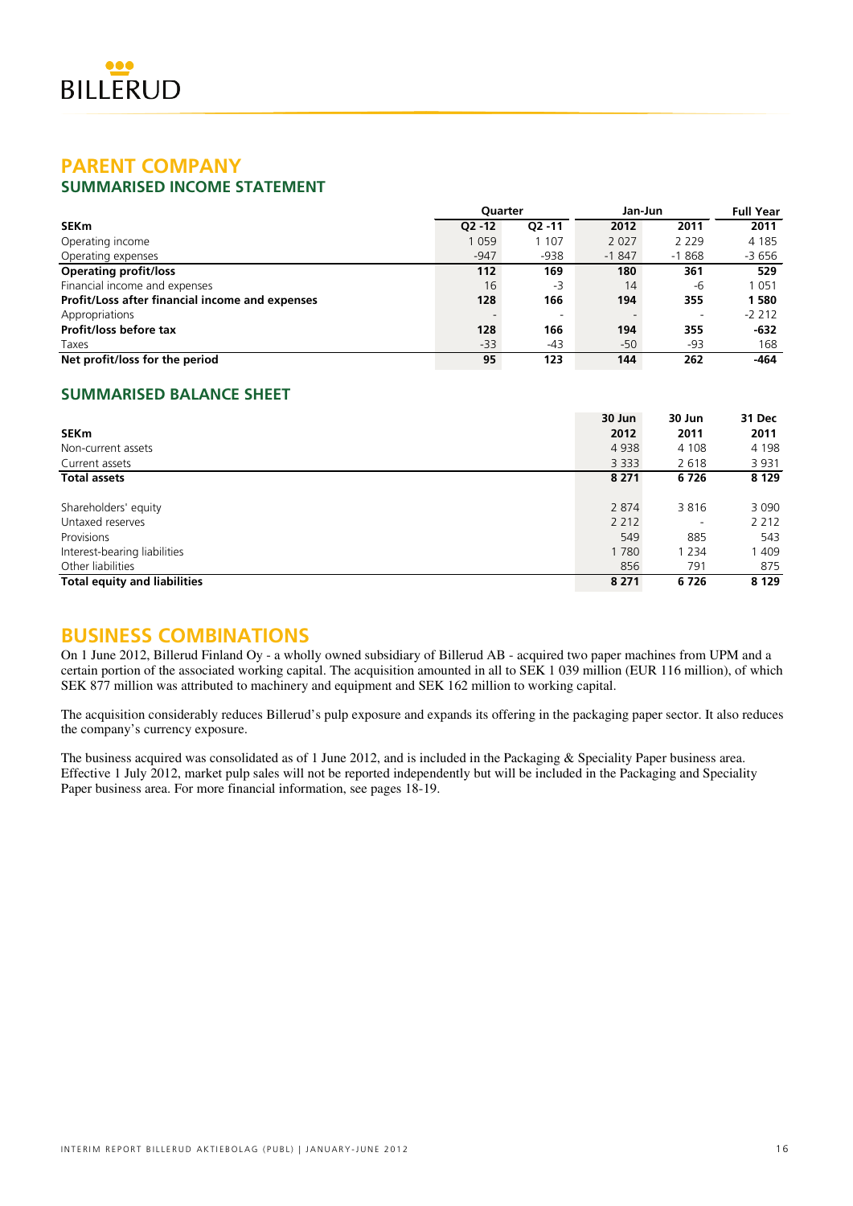# PARENT COMPANY

## SUMMARISED INCOME STATEMENT

| | Quarter | | Jan-Jun | | Full Year |
|---|---|---|---|---|---|
| **SEKm** | **Q2 -12** | **Q2 -11** | **2012** | **2011** | **2011** |
| Operating income | 1 059 | 1 107 | 2 027 | 2 229 | 4 185 |
| Operating expenses | -947 | -938 | -1 847 | -1 868 | -3 656 |
| **Operating profit/loss** | **112** | **169** | **180** | **361** | **529** |
| Financial income and expenses | 16 | -3 | 14 | -6 | 1 051 |
| **Profit/Loss after financial income and expenses** | **128** | **166** | **194** | **355** | **1 580** |
| Appropriations | - | - | - | - | -2 212 |
| **Profit/loss before tax** | **128** | **166** | **194** | **355** | **-632** |
| Taxes | -33 | -43 | -50 | -93 | 168 |
| **Net profit/loss for the period** | **95** | **123** | **144** | **262** | **-464** |

## SUMMARISED BALANCE SHEET

| **SEKm** | **30 Jun 2012** | **30 Jun 2011** | **31 Dec 2011** |
|---|---|---|---|
| Non-current assets | 4 938 | 4 108 | 4 198 |
| Current assets | 3 333 | 2 618 | 3 931 |
| **Total assets** | **8 271** | **6 726** | **8 129** |
| | | | |
| Shareholders' equity | 2 874 | 3 816 | 3 090 |
| Untaxed reserves | 2 212 | - | 2 212 |
| Provisions | 549 | 885 | 543 |
| Interest-bearing liabilities | 1 780 | 1 234 | 1 409 |
| Other liabilities | 856 | 791 | 875 |
| **Total equity and liabilities** | **8 271** | **6 726** | **8 129** |

# BUSINESS COMBINATIONS

On 1 June 2012, Billerud Finland Oy - a wholly owned subsidiary of Billerud AB - acquired two paper machines from UPM and a certain portion of the associated working capital. The acquisition amounted in all to SEK 1 039 million (EUR 116 million), of which SEK 877 million was attributed to machinery and equipment and SEK 162 million to working capital.

The acquisition considerably reduces Billerud's pulp exposure and expands its offering in the packaging paper sector. It also reduces the company's currency exposure.

The business acquired was consolidated as of 1 June 2012, and is included in the Packaging & Speciality Paper business area. Effective 1 July 2012, market pulp sales will not be reported independently but will be included in the Packaging and Speciality Paper business area. For more financial information, see pages 18-19.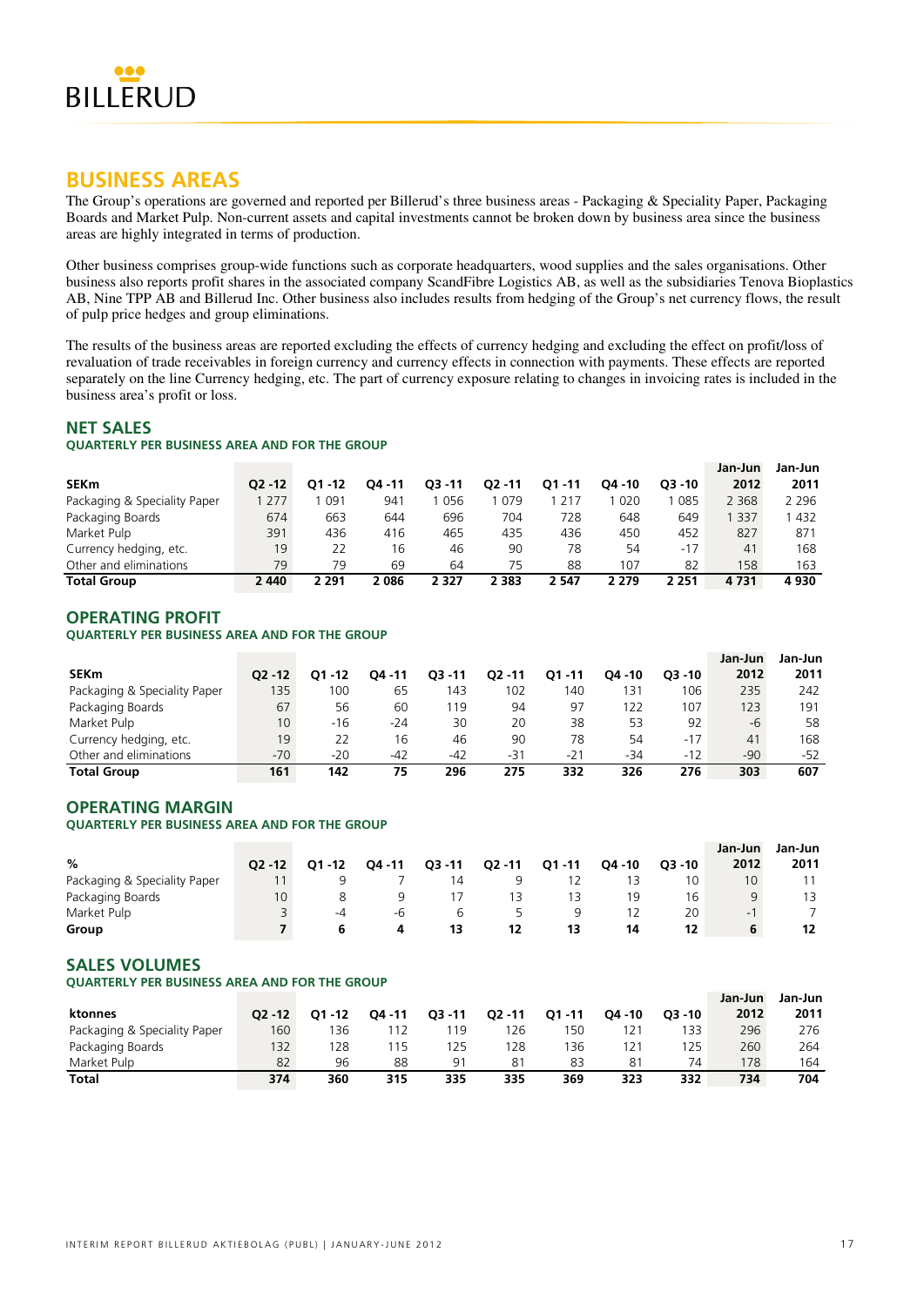# BUSINESS AREAS

The Group's operations are governed and reported per Billerud's three business areas - Packaging & Speciality Paper, Packaging Boards and Market Pulp. Non-current assets and capital investments cannot be broken down by business area since the business areas are highly integrated in terms of production.

Other business comprises group-wide functions such as corporate headquarters, wood supplies and the sales organisations. Other business also reports profit shares in the associated company ScandFibre Logistics AB, as well as the subsidiaries Tenova Bioplastics AB, Nine TPP AB and Billerud Inc. Other business also includes results from hedging of the Group's net currency flows, the result of pulp price hedges and group eliminations.

The results of the business areas are reported excluding the effects of currency hedging and excluding the effect on profit/loss of revaluation of trade receivables in foreign currency and currency effects in connection with payments. These effects are reported separately on the line Currency hedging, etc. The part of currency exposure relating to changes in invoicing rates is included in the business area's profit or loss.

## NET SALES

**QUARTERLY PER BUSINESS AREA AND FOR THE GROUP**

| SEKm | Q2 -12 | Q1 -12 | Q4 -11 | Q3 -11 | Q2 -11 | Q1 -11 | Q4 -10 | Q3 -10 | Jan-Jun 2012 | Jan-Jun 2011 |
|---|---|---|---|---|---|---|---|---|---|---|
| Packaging & Speciality Paper | 1 277 | 1 091 | 941 | 1 056 | 1 079 | 1 217 | 1 020 | 1 085 | 2 368 | 2 296 |
| Packaging Boards | 674 | 663 | 644 | 696 | 704 | 728 | 648 | 649 | 1 337 | 1 432 |
| Market Pulp | 391 | 436 | 416 | 465 | 435 | 436 | 450 | 452 | 827 | 871 |
| Currency hedging, etc. | 19 | 22 | 16 | 46 | 90 | 78 | 54 | -17 | 41 | 168 |
| Other and eliminations | 79 | 79 | 69 | 64 | 75 | 88 | 107 | 82 | 158 | 163 |
| **Total Group** | **2 440** | **2 291** | **2 086** | **2 327** | **2 383** | **2 547** | **2 279** | **2 251** | **4 731** | **4 930** |

## OPERATING PROFIT

**QUARTERLY PER BUSINESS AREA AND FOR THE GROUP**

| SEKm | Q2 -12 | Q1 -12 | Q4 -11 | Q3 -11 | Q2 -11 | Q1 -11 | Q4 -10 | Q3 -10 | Jan-Jun 2012 | Jan-Jun 2011 |
|---|---|---|---|---|---|---|---|---|---|---|
| Packaging & Speciality Paper | 135 | 100 | 65 | 143 | 102 | 140 | 131 | 106 | 235 | 242 |
| Packaging Boards | 67 | 56 | 60 | 119 | 94 | 97 | 122 | 107 | 123 | 191 |
| Market Pulp | 10 | -16 | -24 | 30 | 20 | 38 | 53 | 92 | -6 | 58 |
| Currency hedging, etc. | 19 | 22 | 16 | 46 | 90 | 78 | 54 | -17 | 41 | 168 |
| Other and eliminations | -70 | -20 | -42 | -42 | -31 | -21 | -34 | -12 | -90 | -52 |
| **Total Group** | **161** | **142** | **75** | **296** | **275** | **332** | **326** | **276** | **303** | **607** |

## OPERATING MARGIN

**QUARTERLY PER BUSINESS AREA AND FOR THE GROUP**

| % | Q2 -12 | Q1 -12 | Q4 -11 | Q3 -11 | Q2 -11 | Q1 -11 | Q4 -10 | Q3 -10 | Jan-Jun 2012 | Jan-Jun 2011 |
|---|---|---|---|---|---|---|---|---|---|---|
| Packaging & Speciality Paper | 11 | 9 | 7 | 14 | 9 | 12 | 13 | 10 | 10 | 11 |
| Packaging Boards | 10 | 8 | 9 | 17 | 13 | 13 | 19 | 16 | 9 | 13 |
| Market Pulp | 3 | -4 | -6 | 6 | 5 | 9 | 12 | 20 | -1 | 7 |
| **Group** | **7** | **6** | **4** | **13** | **12** | **13** | **14** | **12** | **6** | **12** |

## SALES VOLUMES

**QUARTERLY PER BUSINESS AREA AND FOR THE GROUP**

| ktonnes | Q2 -12 | Q1 -12 | Q4 -11 | Q3 -11 | Q2 -11 | Q1 -11 | Q4 -10 | Q3 -10 | Jan-Jun 2012 | Jan-Jun 2011 |
|---|---|---|---|---|---|---|---|---|---|---|
| Packaging & Speciality Paper | 160 | 136 | 112 | 119 | 126 | 150 | 121 | 133 | 296 | 276 |
| Packaging Boards | 132 | 128 | 115 | 125 | 128 | 136 | 121 | 125 | 260 | 264 |
| Market Pulp | 82 | 96 | 88 | 91 | 81 | 83 | 81 | 74 | 178 | 164 |
| **Total** | **374** | **360** | **315** | **335** | **335** | **369** | **323** | **332** | **734** | **704** |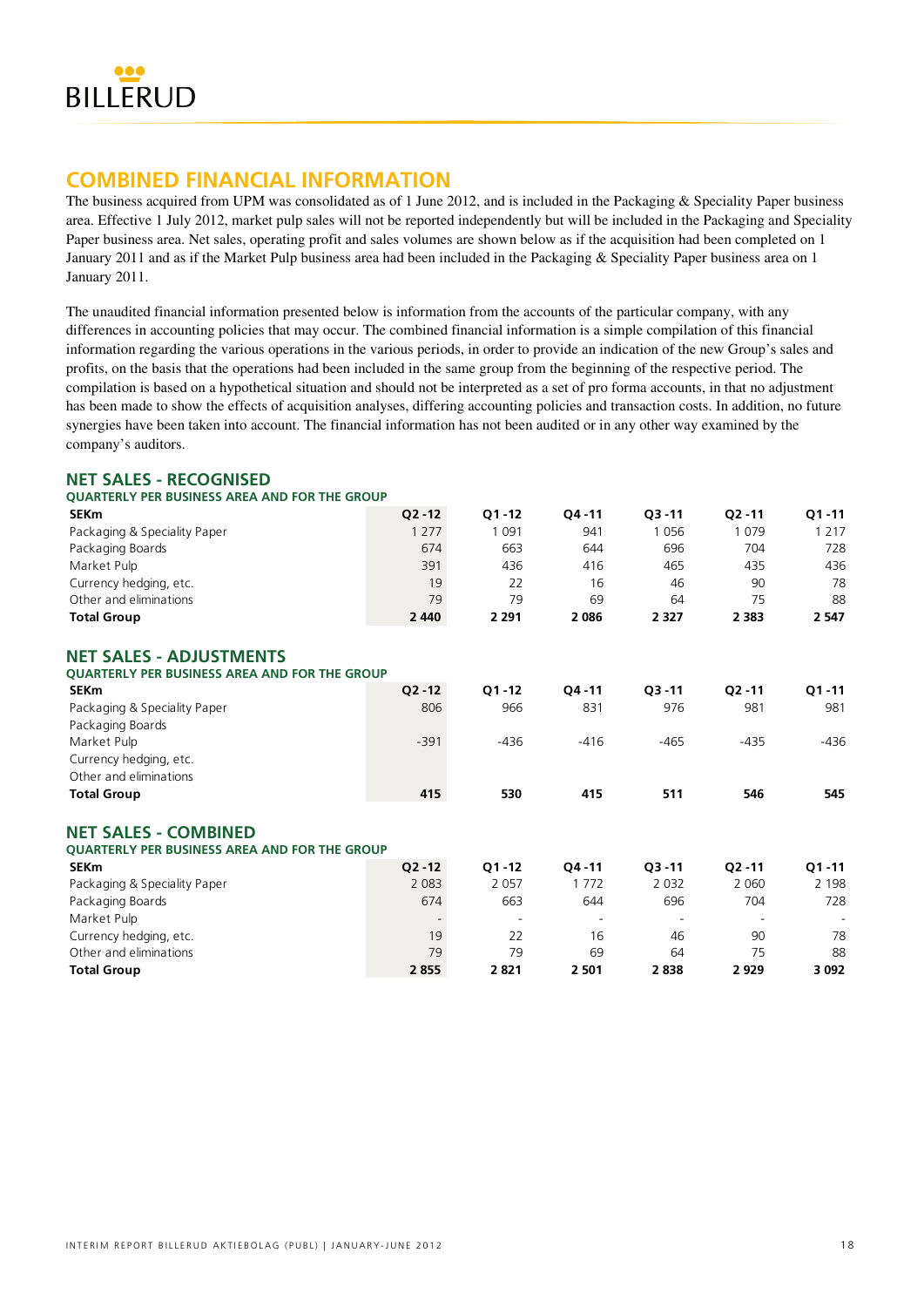## COMBINED FINANCIAL INFORMATION

The business acquired from UPM was consolidated as of 1 June 2012, and is included in the Packaging & Speciality Paper business area. Effective 1 July 2012, market pulp sales will not be reported independently but will be included in the Packaging and Speciality Paper business area. Net sales, operating profit and sales volumes are shown below as if the acquisition had been completed on 1 January 2011 and as if the Market Pulp business area had been included in the Packaging & Speciality Paper business area on 1 January 2011.

The unaudited financial information presented below is information from the accounts of the particular company, with any differences in accounting policies that may occur. The combined financial information is a simple compilation of this financial information regarding the various operations in the various periods, in order to provide an indication of the new Group's sales and profits, on the basis that the operations had been included in the same group from the beginning of the respective period. The compilation is based on a hypothetical situation and should not be interpreted as a set of pro forma accounts, in that no adjustment has been made to show the effects of acquisition analyses, differing accounting policies and transaction costs. In addition, no future synergies have been taken into account. The financial information has not been audited or in any other way examined by the company's auditors.

### NET SALES - RECOGNISED

**QUARTERLY PER BUSINESS AREA AND FOR THE GROUP**

| SEKm | Q2 -12 | Q1 -12 | Q4 -11 | Q3 -11 | Q2 -11 | Q1 -11 |
|---|---|---|---|---|---|---|
| Packaging & Speciality Paper | 1 277 | 1 091 | 941 | 1 056 | 1 079 | 1 217 |
| Packaging Boards | 674 | 663 | 644 | 696 | 704 | 728 |
| Market Pulp | 391 | 436 | 416 | 465 | 435 | 436 |
| Currency hedging, etc. | 19 | 22 | 16 | 46 | 90 | 78 |
| Other and eliminations | 79 | 79 | 69 | 64 | 75 | 88 |
| **Total Group** | **2 440** | **2 291** | **2 086** | **2 327** | **2 383** | **2 547** |

### NET SALES - ADJUSTMENTS

**QUARTERLY PER BUSINESS AREA AND FOR THE GROUP**

| SEKm | Q2 -12 | Q1 -12 | Q4 -11 | Q3 -11 | Q2 -11 | Q1 -11 |
|---|---|---|---|---|---|---|
| Packaging & Speciality Paper | 806 | 966 | 831 | 976 | 981 | 981 |
| Packaging Boards | | | | | | |
| Market Pulp | -391 | -436 | -416 | -465 | -435 | -436 |
| Currency hedging, etc. | | | | | | |
| Other and eliminations | | | | | | |
| **Total Group** | **415** | **530** | **415** | **511** | **546** | **545** |

### NET SALES - COMBINED

**QUARTERLY PER BUSINESS AREA AND FOR THE GROUP**

| SEKm | Q2 -12 | Q1 -12 | Q4 -11 | Q3 -11 | Q2 -11 | Q1 -11 |
|---|---|---|---|---|---|---|
| Packaging & Speciality Paper | 2 083 | 2 057 | 1 772 | 2 032 | 2 060 | 2 198 |
| Packaging Boards | 674 | 663 | 644 | 696 | 704 | 728 |
| Market Pulp | - | - | - | - | - | - |
| Currency hedging, etc. | 19 | 22 | 16 | 46 | 90 | 78 |
| Other and eliminations | 79 | 79 | 69 | 64 | 75 | 88 |
| **Total Group** | **2 855** | **2 821** | **2 501** | **2 838** | **2 929** | **3 092** |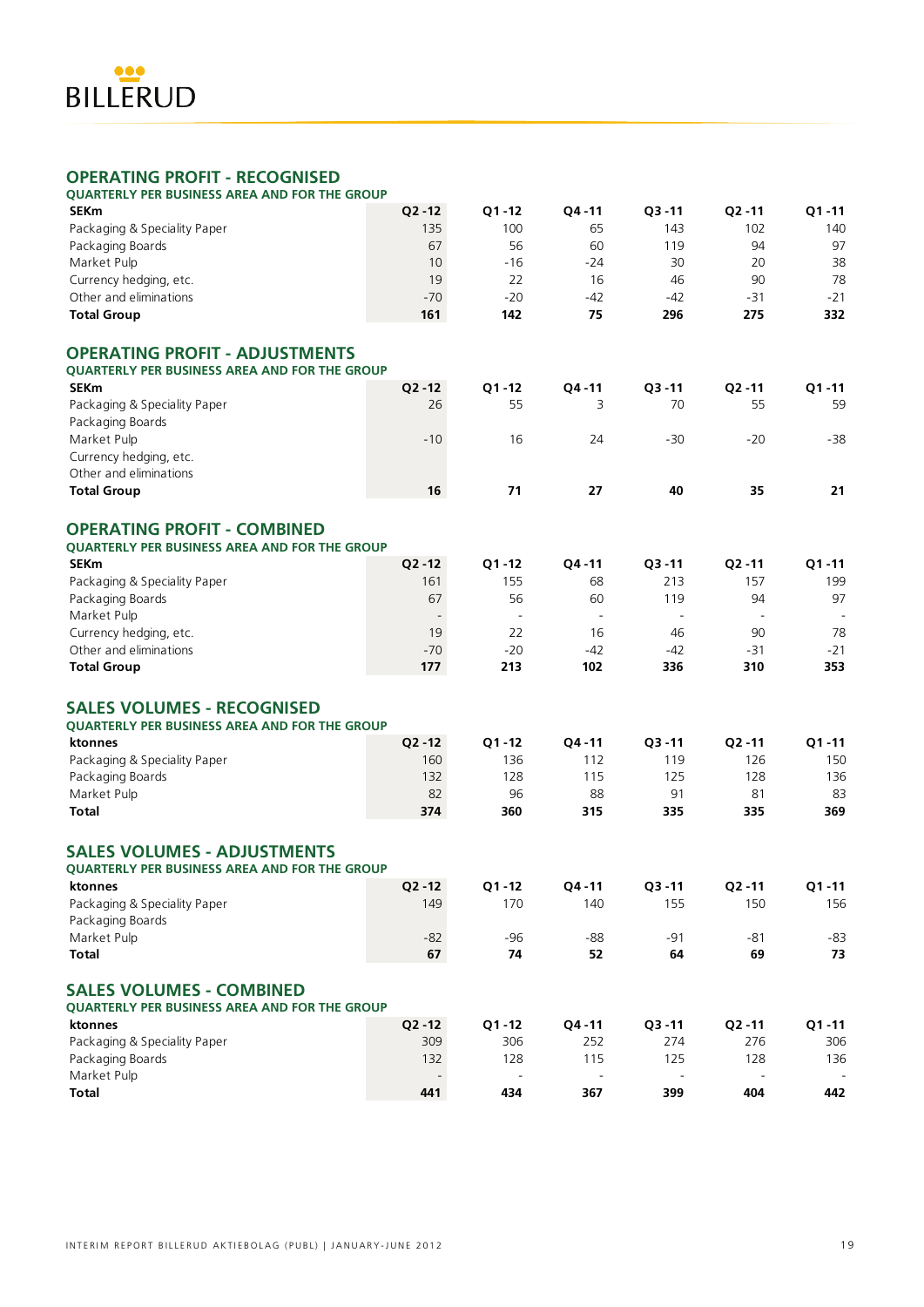## OPERATING PROFIT - RECOGNISED

### QUARTERLY PER BUSINESS AREA AND FOR THE GROUP

| SEKm | Q2 -12 | Q1 -12 | Q4 -11 | Q3 -11 | Q2 -11 | Q1 -11 |
|---|---|---|---|---|---|---|
| Packaging & Speciality Paper | 135 | 100 | 65 | 143 | 102 | 140 |
| Packaging Boards | 67 | 56 | 60 | 119 | 94 | 97 |
| Market Pulp | 10 | -16 | -24 | 30 | 20 | 38 |
| Currency hedging, etc. | 19 | 22 | 16 | 46 | 90 | 78 |
| Other and eliminations | -70 | -20 | -42 | -42 | -31 | -21 |
| **Total Group** | **161** | **142** | **75** | **296** | **275** | **332** |

## OPERATING PROFIT - ADJUSTMENTS

### QUARTERLY PER BUSINESS AREA AND FOR THE GROUP

| SEKm | Q2 -12 | Q1 -12 | Q4 -11 | Q3 -11 | Q2 -11 | Q1 -11 |
|---|---|---|---|---|---|---|
| Packaging & Speciality Paper | 26 | 55 | 3 | 70 | 55 | 59 |
| Packaging Boards | | | | | | |
| Market Pulp | -10 | 16 | 24 | -30 | -20 | -38 |
| Currency hedging, etc. | | | | | | |
| Other and eliminations | | | | | | |
| **Total Group** | **16** | **71** | **27** | **40** | **35** | **21** |

## OPERATING PROFIT - COMBINED

### QUARTERLY PER BUSINESS AREA AND FOR THE GROUP

| SEKm | Q2 -12 | Q1 -12 | Q4 -11 | Q3 -11 | Q2 -11 | Q1 -11 |
|---|---|---|---|---|---|---|
| Packaging & Speciality Paper | 161 | 155 | 68 | 213 | 157 | 199 |
| Packaging Boards | 67 | 56 | 60 | 119 | 94 | 97 |
| Market Pulp | - | - | - | - | - | - |
| Currency hedging, etc. | 19 | 22 | 16 | 46 | 90 | 78 |
| Other and eliminations | -70 | -20 | -42 | -42 | -31 | -21 |
| **Total Group** | **177** | **213** | **102** | **336** | **310** | **353** |

## SALES VOLUMES - RECOGNISED

### QUARTERLY PER BUSINESS AREA AND FOR THE GROUP

| ktonnes | Q2 -12 | Q1 -12 | Q4 -11 | Q3 -11 | Q2 -11 | Q1 -11 |
|---|---|---|---|---|---|---|
| Packaging & Speciality Paper | 160 | 136 | 112 | 119 | 126 | 150 |
| Packaging Boards | 132 | 128 | 115 | 125 | 128 | 136 |
| Market Pulp | 82 | 96 | 88 | 91 | 81 | 83 |
| **Total** | **374** | **360** | **315** | **335** | **335** | **369** |

## SALES VOLUMES - ADJUSTMENTS

### QUARTERLY PER BUSINESS AREA AND FOR THE GROUP

| ktonnes | Q2 -12 | Q1 -12 | Q4 -11 | Q3 -11 | Q2 -11 | Q1 -11 |
|---|---|---|---|---|---|---|
| Packaging & Speciality Paper | 149 | 170 | 140 | 155 | 150 | 156 |
| Packaging Boards | | | | | | |
| Market Pulp | -82 | -96 | -88 | -91 | -81 | -83 |
| **Total** | **67** | **74** | **52** | **64** | **69** | **73** |

## SALES VOLUMES - COMBINED

### QUARTERLY PER BUSINESS AREA AND FOR THE GROUP

| ktonnes | Q2 -12 | Q1 -12 | Q4 -11 | Q3 -11 | Q2 -11 | Q1 -11 |
|---|---|---|---|---|---|---|
| Packaging & Speciality Paper | 309 | 306 | 252 | 274 | 276 | 306 |
| Packaging Boards | 132 | 128 | 115 | 125 | 128 | 136 |
| Market Pulp | - | - | - | - | - | - |
| **Total** | **441** | **434** | **367** | **399** | **404** | **442** |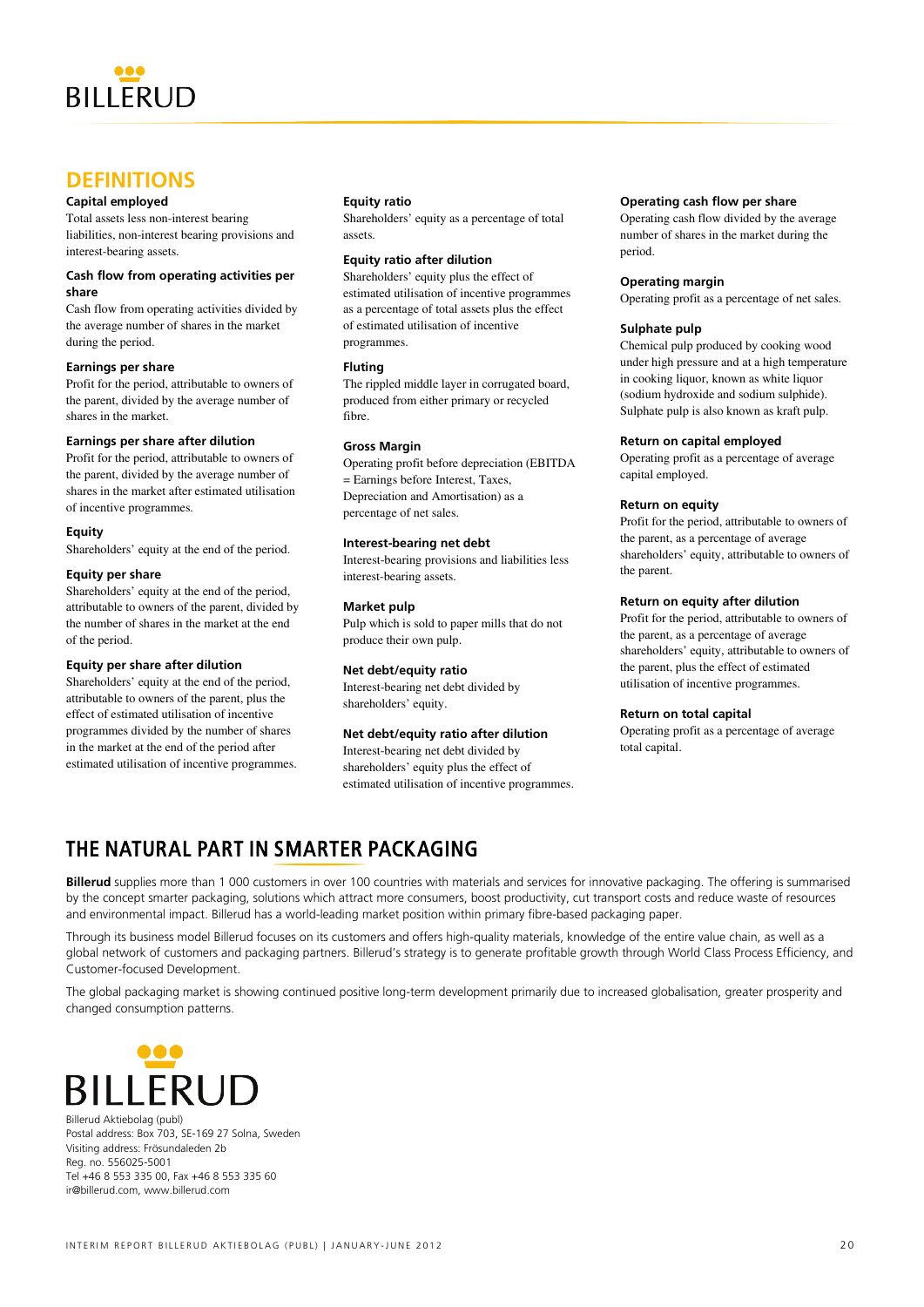## DEFINITIONS

**Capital employed**
Total assets less non-interest bearing liabilities, non-interest bearing provisions and interest-bearing assets.

**Cash flow from operating activities per share**
Cash flow from operating activities divided by the average number of shares in the market during the period.

**Earnings per share**
Profit for the period, attributable to owners of the parent, divided by the average number of shares in the market.

**Earnings per share after dilution**
Profit for the period, attributable to owners of the parent, divided by the average number of shares in the market after estimated utilisation of incentive programmes.

**Equity**
Shareholders' equity at the end of the period.

**Equity per share**
Shareholders' equity at the end of the period, attributable to owners of the parent, divided by the number of shares in the market at the end of the period.

**Equity per share after dilution**
Shareholders' equity at the end of the period, attributable to owners of the parent, plus the effect of estimated utilisation of incentive programmes divided by the number of shares in the market at the end of the period after estimated utilisation of incentive programmes.

**Equity ratio**
Shareholders' equity as a percentage of total assets.

**Equity ratio after dilution**
Shareholders' equity plus the effect of estimated utilisation of incentive programmes as a percentage of total assets plus the effect of estimated utilisation of incentive programmes.

**Fluting**
The rippled middle layer in corrugated board, produced from either primary or recycled fibre.

**Gross Margin**
Operating profit before depreciation (EBITDA = Earnings before Interest, Taxes, Depreciation and Amortisation) as a percentage of net sales.

**Interest-bearing net debt**
Interest-bearing provisions and liabilities less interest-bearing assets.

**Market pulp**
Pulp which is sold to paper mills that do not produce their own pulp.

**Net debt/equity ratio**
Interest-bearing net debt divided by shareholders' equity.

**Net debt/equity ratio after dilution**
Interest-bearing net debt divided by shareholders' equity plus the effect of estimated utilisation of incentive programmes.

**Operating cash flow per share**
Operating cash flow divided by the average number of shares in the market during the period.

**Operating margin**
Operating profit as a percentage of net sales.

**Sulphate pulp**
Chemical pulp produced by cooking wood under high pressure and at a high temperature in cooking liquor, known as white liquor (sodium hydroxide and sodium sulphide). Sulphate pulp is also known as kraft pulp.

**Return on capital employed**
Operating profit as a percentage of average capital employed.

**Return on equity**
Profit for the period, attributable to owners of the parent, as a percentage of average shareholders' equity, attributable to owners of the parent.

**Return on equity after dilution**
Profit for the period, attributable to owners of the parent, as a percentage of average shareholders' equity, attributable to owners of the parent, plus the effect of estimated utilisation of incentive programmes.

**Return on total capital**
Operating profit as a percentage of average total capital.

## THE NATURAL PART IN SMARTER PACKAGING

**Billerud** supplies more than 1 000 customers in over 100 countries with materials and services for innovative packaging. The offering is summarised by the concept smarter packaging, solutions which attract more consumers, boost productivity, cut transport costs and reduce waste of resources and environmental impact. Billerud has a world-leading market position within primary fibre-based packaging paper.

Through its business model Billerud focuses on its customers and offers high-quality materials, knowledge of the entire value chain, as well as a global network of customers and packaging partners. Billerud's strategy is to generate profitable growth through World Class Process Efficiency, and Customer-focused Development.

The global packaging market is showing continued positive long-term development primarily due to increased globalisation, greater prosperity and changed consumption patterns.

BILLERUD

Billerud Aktiebolag (publ)
Postal address: Box 703, SE-169 27 Solna, Sweden
Visiting address: Frösundaleden 2b
Reg. no. 556025-5001
Tel +46 8 553 335 00, Fax +46 8 553 335 60
ir@billerud.com, www.billerud.com